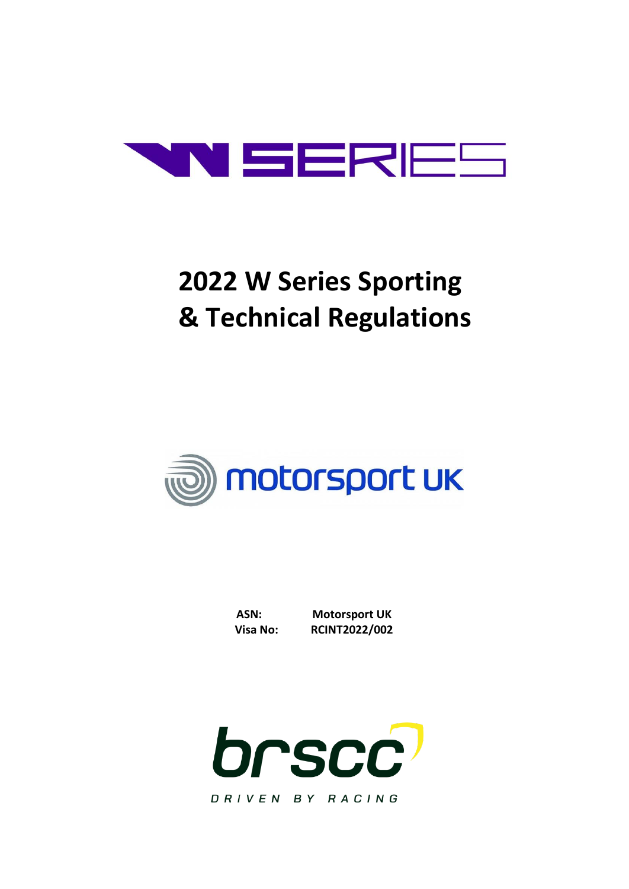W SERIES

# 2022 W Series Sporting & Technical Regulations

motorsport UK

**ASN:** **Motorsport UK**
**Visa No:** **RCINT2022/002**

brscc
DRIVEN BY RACING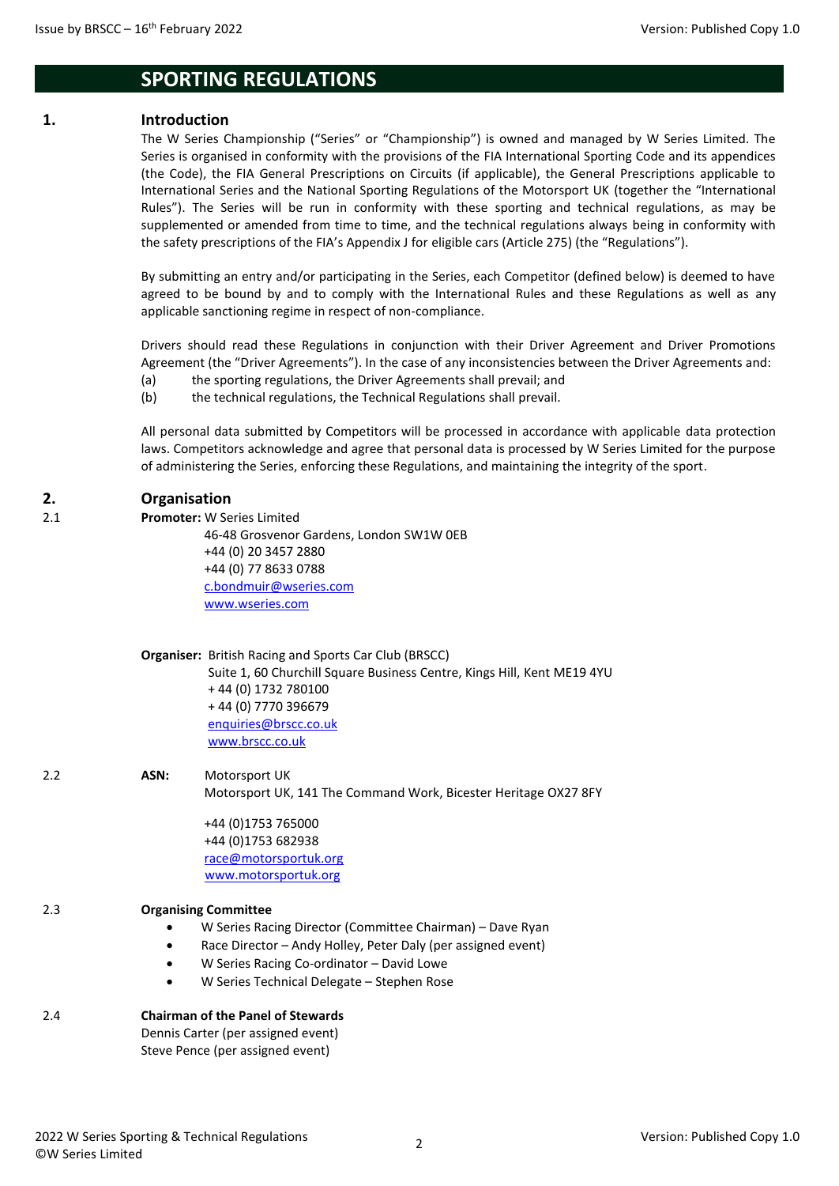# SPORTING REGULATIONS

## 1. Introduction

The W Series Championship ("Series" or "Championship") is owned and managed by W Series Limited. The Series is organised in conformity with the provisions of the FIA International Sporting Code and its appendices (the Code), the FIA General Prescriptions on Circuits (if applicable), the General Prescriptions applicable to International Series and the National Sporting Regulations of the Motorsport UK (together the "International Rules"). The Series will be run in conformity with these sporting and technical regulations, as may be supplemented or amended from time to time, and the technical regulations always being in conformity with the safety prescriptions of the FIA's Appendix J for eligible cars (Article 275) (the "Regulations").

By submitting an entry and/or participating in the Series, each Competitor (defined below) is deemed to have agreed to be bound by and to comply with the International Rules and these Regulations as well as any applicable sanctioning regime in respect of non-compliance.

Drivers should read these Regulations in conjunction with their Driver Agreement and Driver Promotions Agreement (the "Driver Agreements"). In the case of any inconsistencies between the Driver Agreements and:

(a) the sporting regulations, the Driver Agreements shall prevail; and
(b) the technical regulations, the Technical Regulations shall prevail.

All personal data submitted by Competitors will be processed in accordance with applicable data protection laws. Competitors acknowledge and agree that personal data is processed by W Series Limited for the purpose of administering the Series, enforcing these Regulations, and maintaining the integrity of the sport.

## 2. Organisation

2.1 **Promoter:** W Series Limited
46-48 Grosvenor Gardens, London SW1W 0EB
+44 (0) 20 3457 2880
+44 (0) 77 8633 0788
c.bondmuir@wseries.com
www.wseries.com

**Organiser:** British Racing and Sports Car Club (BRSCC)
Suite 1, 60 Churchill Square Business Centre, Kings Hill, Kent ME19 4YU
+ 44 (0) 1732 780100
+ 44 (0) 7770 396679
enquiries@brscc.co.uk
www.brscc.co.uk

2.2 **ASN:** Motorsport UK
Motorsport UK, 141 The Command Work, Bicester Heritage OX27 8FY

+44 (0)1753 765000
+44 (0)1753 682938
race@motorsportuk.org
www.motorsportuk.org

2.3 **Organising Committee**

- W Series Racing Director (Committee Chairman) – Dave Ryan
- Race Director – Andy Holley, Peter Daly (per assigned event)
- W Series Racing Co-ordinator – David Lowe
- W Series Technical Delegate – Stephen Rose

2.4 **Chairman of the Panel of Stewards**
Dennis Carter (per assigned event)
Steve Pence (per assigned event)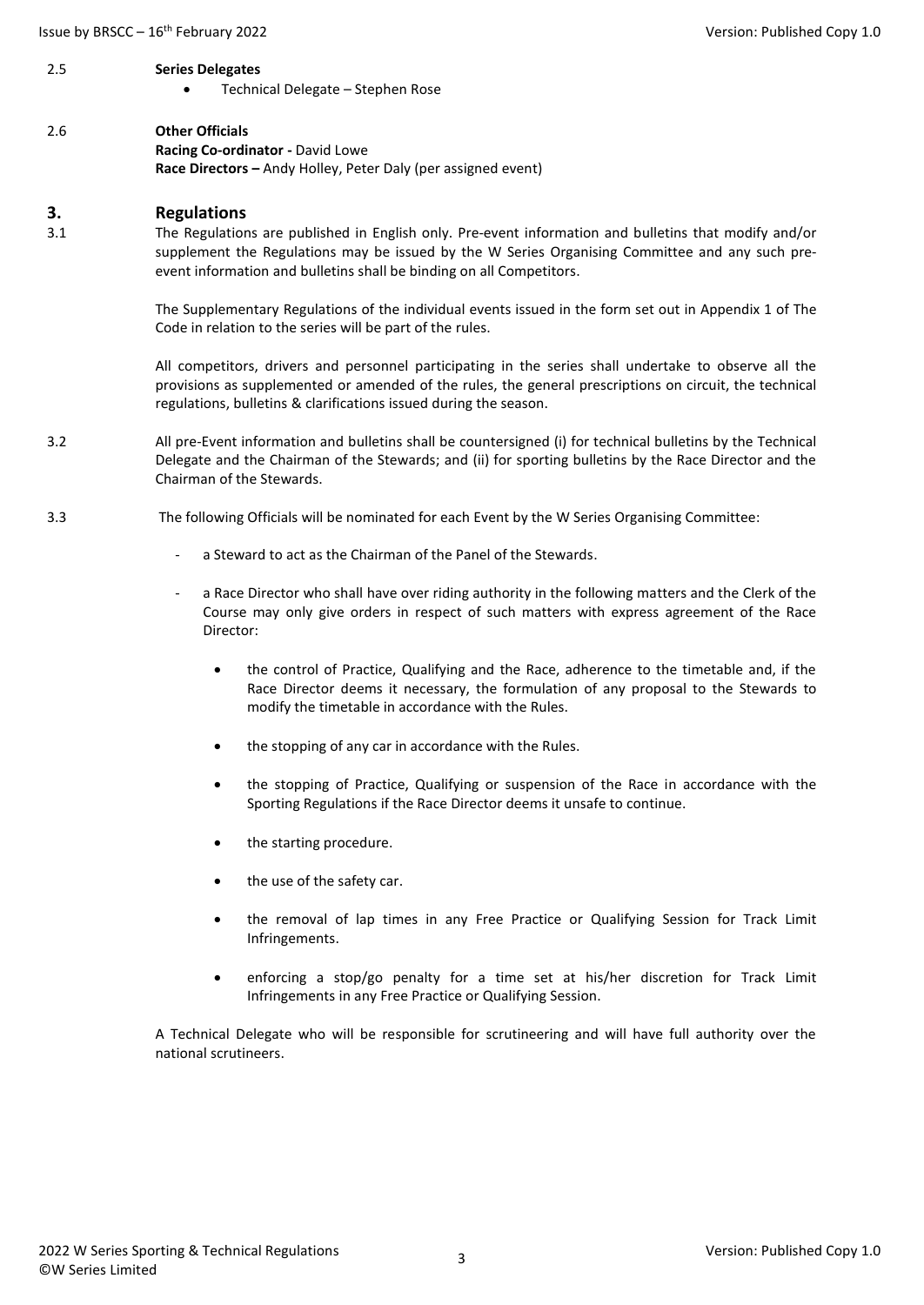2.5 **Series Delegates**

- Technical Delegate – Stephen Rose

2.6 **Other Officials**

**Racing Co-ordinator -** David Lowe

**Race Directors –** Andy Holley, Peter Daly (per assigned event)

## 3. Regulations

3.1 The Regulations are published in English only. Pre-event information and bulletins that modify and/or supplement the Regulations may be issued by the W Series Organising Committee and any such pre-event information and bulletins shall be binding on all Competitors.

The Supplementary Regulations of the individual events issued in the form set out in Appendix 1 of The Code in relation to the series will be part of the rules.

All competitors, drivers and personnel participating in the series shall undertake to observe all the provisions as supplemented or amended of the rules, the general prescriptions on circuit, the technical regulations, bulletins & clarifications issued during the season.

3.2 All pre-Event information and bulletins shall be countersigned (i) for technical bulletins by the Technical Delegate and the Chairman of the Stewards; and (ii) for sporting bulletins by the Race Director and the Chairman of the Stewards.

3.3 The following Officials will be nominated for each Event by the W Series Organising Committee:

- a Steward to act as the Chairman of the Panel of the Stewards.
- a Race Director who shall have over riding authority in the following matters and the Clerk of the Course may only give orders in respect of such matters with express agreement of the Race Director:
  - the control of Practice, Qualifying and the Race, adherence to the timetable and, if the Race Director deems it necessary, the formulation of any proposal to the Stewards to modify the timetable in accordance with the Rules.
  - the stopping of any car in accordance with the Rules.
  - the stopping of Practice, Qualifying or suspension of the Race in accordance with the Sporting Regulations if the Race Director deems it unsafe to continue.
  - the starting procedure.
  - the use of the safety car.
  - the removal of lap times in any Free Practice or Qualifying Session for Track Limit Infringements.
  - enforcing a stop/go penalty for a time set at his/her discretion for Track Limit Infringements in any Free Practice or Qualifying Session.

A Technical Delegate who will be responsible for scrutineering and will have full authority over the national scrutineers.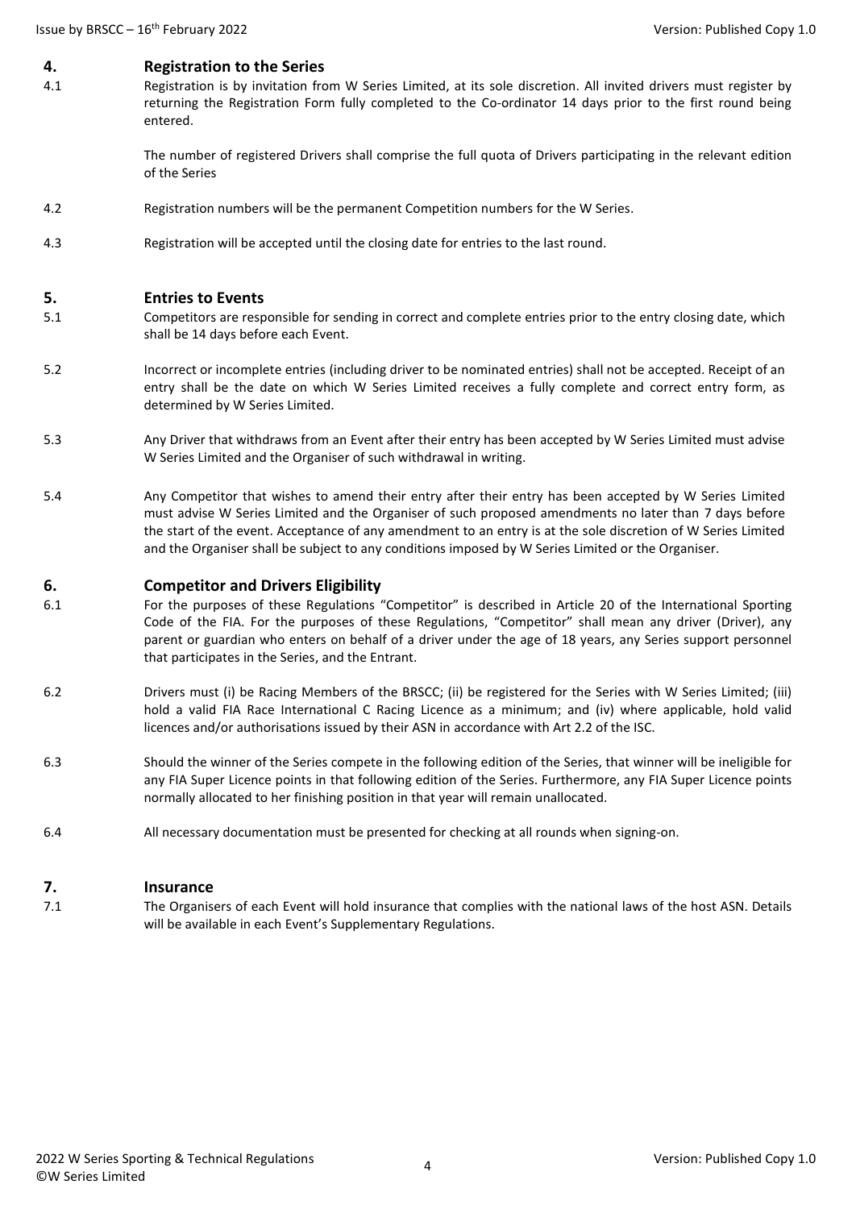## 4. Registration to the Series

4.1 Registration is by invitation from W Series Limited, at its sole discretion. All invited drivers must register by returning the Registration Form fully completed to the Co-ordinator 14 days prior to the first round being entered.

The number of registered Drivers shall comprise the full quota of Drivers participating in the relevant edition of the Series

4.2 Registration numbers will be the permanent Competition numbers for the W Series.

4.3 Registration will be accepted until the closing date for entries to the last round.

## 5. Entries to Events

5.1 Competitors are responsible for sending in correct and complete entries prior to the entry closing date, which shall be 14 days before each Event.

5.2 Incorrect or incomplete entries (including driver to be nominated entries) shall not be accepted. Receipt of an entry shall be the date on which W Series Limited receives a fully complete and correct entry form, as determined by W Series Limited.

5.3 Any Driver that withdraws from an Event after their entry has been accepted by W Series Limited must advise W Series Limited and the Organiser of such withdrawal in writing.

5.4 Any Competitor that wishes to amend their entry after their entry has been accepted by W Series Limited must advise W Series Limited and the Organiser of such proposed amendments no later than 7 days before the start of the event. Acceptance of any amendment to an entry is at the sole discretion of W Series Limited and the Organiser shall be subject to any conditions imposed by W Series Limited or the Organiser.

## 6. Competitor and Drivers Eligibility

6.1 For the purposes of these Regulations "Competitor" is described in Article 20 of the International Sporting Code of the FIA. For the purposes of these Regulations, "Competitor" shall mean any driver (Driver), any parent or guardian who enters on behalf of a driver under the age of 18 years, any Series support personnel that participates in the Series, and the Entrant.

6.2 Drivers must (i) be Racing Members of the BRSCC; (ii) be registered for the Series with W Series Limited; (iii) hold a valid FIA Race International C Racing Licence as a minimum; and (iv) where applicable, hold valid licences and/or authorisations issued by their ASN in accordance with Art 2.2 of the ISC.

6.3 Should the winner of the Series compete in the following edition of the Series, that winner will be ineligible for any FIA Super Licence points in that following edition of the Series. Furthermore, any FIA Super Licence points normally allocated to her finishing position in that year will remain unallocated.

6.4 All necessary documentation must be presented for checking at all rounds when signing-on.

## 7. Insurance

7.1 The Organisers of each Event will hold insurance that complies with the national laws of the host ASN. Details will be available in each Event's Supplementary Regulations.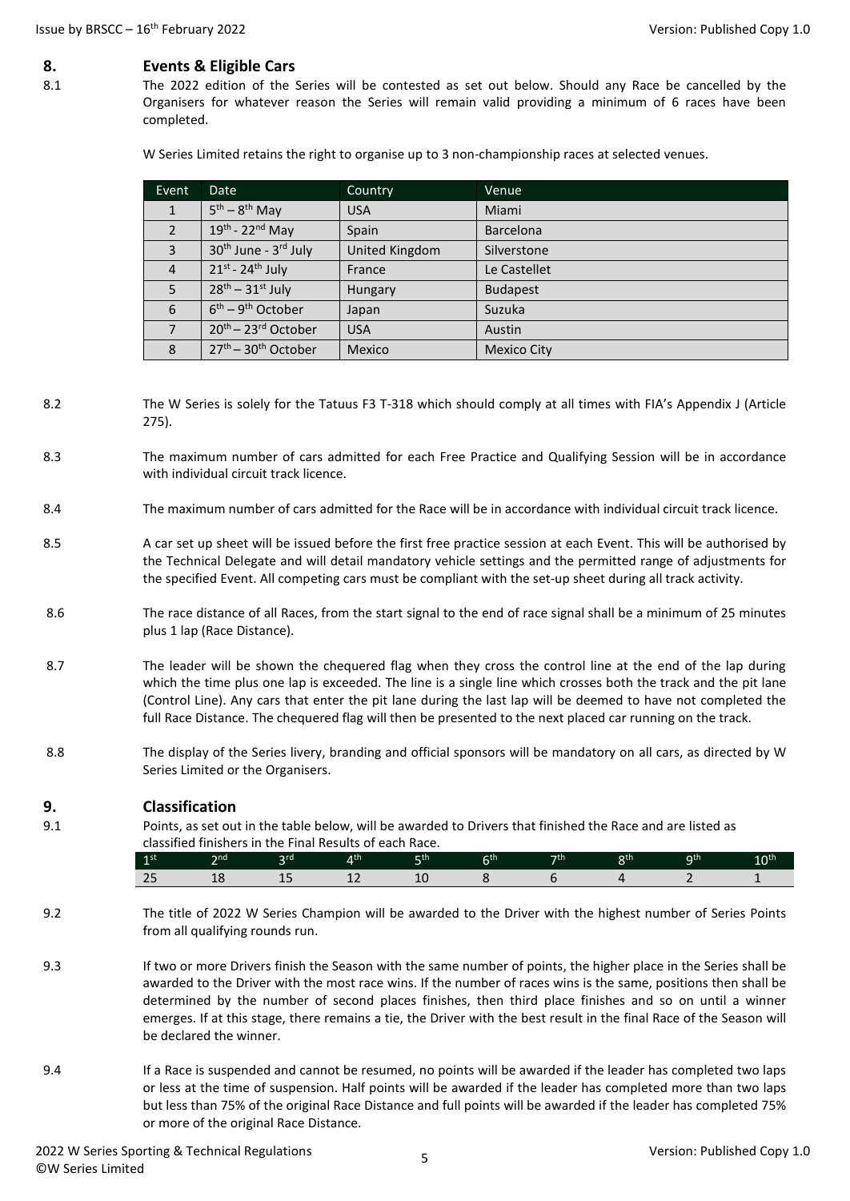## 8. Events & Eligible Cars

8.1 The 2022 edition of the Series will be contested as set out below. Should any Race be cancelled by the Organisers for whatever reason the Series will remain valid providing a minimum of 6 races have been completed.

W Series Limited retains the right to organise up to 3 non-championship races at selected venues.

| Event | Date | Country | Venue |
|---|---|---|---|
| 1 | 5th – 8th May | USA | Miami |
| 2 | 19th - 22nd May | Spain | Barcelona |
| 3 | 30th June - 3rd July | United Kingdom | Silverstone |
| 4 | 21st - 24th July | France | Le Castellet |
| 5 | 28th – 31st July | Hungary | Budapest |
| 6 | 6th – 9th October | Japan | Suzuka |
| 7 | 20th – 23rd October | USA | Austin |
| 8 | 27th – 30th October | Mexico | Mexico City |

8.2 The W Series is solely for the Tatuus F3 T-318 which should comply at all times with FIA's Appendix J (Article 275).

8.3 The maximum number of cars admitted for each Free Practice and Qualifying Session will be in accordance with individual circuit track licence.

8.4 The maximum number of cars admitted for the Race will be in accordance with individual circuit track licence.

8.5 A car set up sheet will be issued before the first free practice session at each Event. This will be authorised by the Technical Delegate and will detail mandatory vehicle settings and the permitted range of adjustments for the specified Event. All competing cars must be compliant with the set-up sheet during all track activity.

8.6 The race distance of all Races, from the start signal to the end of race signal shall be a minimum of 25 minutes plus 1 lap (Race Distance).

8.7 The leader will be shown the chequered flag when they cross the control line at the end of the lap during which the time plus one lap is exceeded. The line is a single line which crosses both the track and the pit lane (Control Line). Any cars that enter the pit lane during the last lap will be deemed to have not completed the full Race Distance. The chequered flag will then be presented to the next placed car running on the track.

8.8 The display of the Series livery, branding and official sponsors will be mandatory on all cars, as directed by W Series Limited or the Organisers.

## 9. Classification

9.1 Points, as set out in the table below, will be awarded to Drivers that finished the Race and are listed as classified finishers in the Final Results of each Race.

| 1st | 2nd | 3rd | 4th | 5th | 6th | 7th | 8th | 9th | 10th |
|---|---|---|---|---|---|---|---|---|---|
| 25 | 18 | 15 | 12 | 10 | 8 | 6 | 4 | 2 | 1 |

9.2 The title of 2022 W Series Champion will be awarded to the Driver with the highest number of Series Points from all qualifying rounds run.

9.3 If two or more Drivers finish the Season with the same number of points, the higher place in the Series shall be awarded to the Driver with the most race wins. If the number of races wins is the same, positions then shall be determined by the number of second places finishes, then third place finishes and so on until a winner emerges. If at this stage, there remains a tie, the Driver with the best result in the final Race of the Season will be declared the winner.

9.4 If a Race is suspended and cannot be resumed, no points will be awarded if the leader has completed two laps or less at the time of suspension. Half points will be awarded if the leader has completed more than two laps but less than 75% of the original Race Distance and full points will be awarded if the leader has completed 75% or more of the original Race Distance.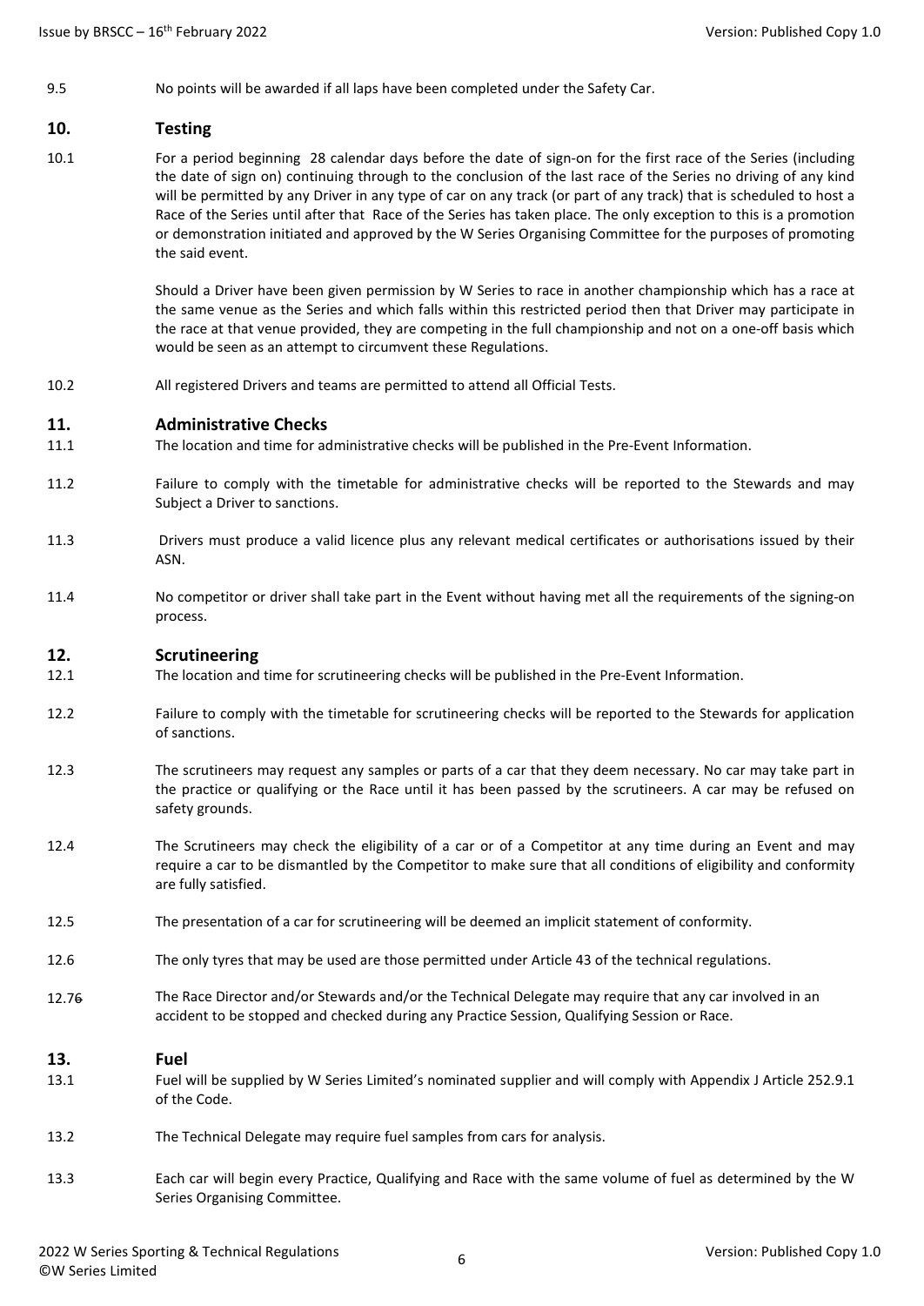9.5 No points will be awarded if all laps have been completed under the Safety Car.

## 10. Testing

10.1 For a period beginning 28 calendar days before the date of sign-on for the first race of the Series (including the date of sign on) continuing through to the conclusion of the last race of the Series no driving of any kind will be permitted by any Driver in any type of car on any track (or part of any track) that is scheduled to host a Race of the Series until after that Race of the Series has taken place. The only exception to this is a promotion or demonstration initiated and approved by the W Series Organising Committee for the purposes of promoting the said event.

Should a Driver have been given permission by W Series to race in another championship which has a race at the same venue as the Series and which falls within this restricted period then that Driver may participate in the race at that venue provided, they are competing in the full championship and not on a one-off basis which would be seen as an attempt to circumvent these Regulations.

10.2 All registered Drivers and teams are permitted to attend all Official Tests.

## 11. Administrative Checks

11.1 The location and time for administrative checks will be published in the Pre-Event Information.

11.2 Failure to comply with the timetable for administrative checks will be reported to the Stewards and may Subject a Driver to sanctions.

11.3 Drivers must produce a valid licence plus any relevant medical certificates or authorisations issued by their ASN.

11.4 No competitor or driver shall take part in the Event without having met all the requirements of the signing-on process.

## 12. Scrutineering

12.1 The location and time for scrutineering checks will be published in the Pre-Event Information.

12.2 Failure to comply with the timetable for scrutineering checks will be reported to the Stewards for application of sanctions.

12.3 The scrutineers may request any samples or parts of a car that they deem necessary. No car may take part in the practice or qualifying or the Race until it has been passed by the scrutineers. A car may be refused on safety grounds.

12.4 The Scrutineers may check the eligibility of a car or of a Competitor at any time during an Event and may require a car to be dismantled by the Competitor to make sure that all conditions of eligibility and conformity are fully satisfied.

12.5 The presentation of a car for scrutineering will be deemed an implicit statement of conformity.

12.6 The only tyres that may be used are those permitted under Article 43 of the technical regulations.

12.7~~6~~ The Race Director and/or Stewards and/or the Technical Delegate may require that any car involved in an accident to be stopped and checked during any Practice Session, Qualifying Session or Race.

## 13. Fuel

13.1 Fuel will be supplied by W Series Limited's nominated supplier and will comply with Appendix J Article 252.9.1 of the Code.

13.2 The Technical Delegate may require fuel samples from cars for analysis.

13.3 Each car will begin every Practice, Qualifying and Race with the same volume of fuel as determined by the W Series Organising Committee.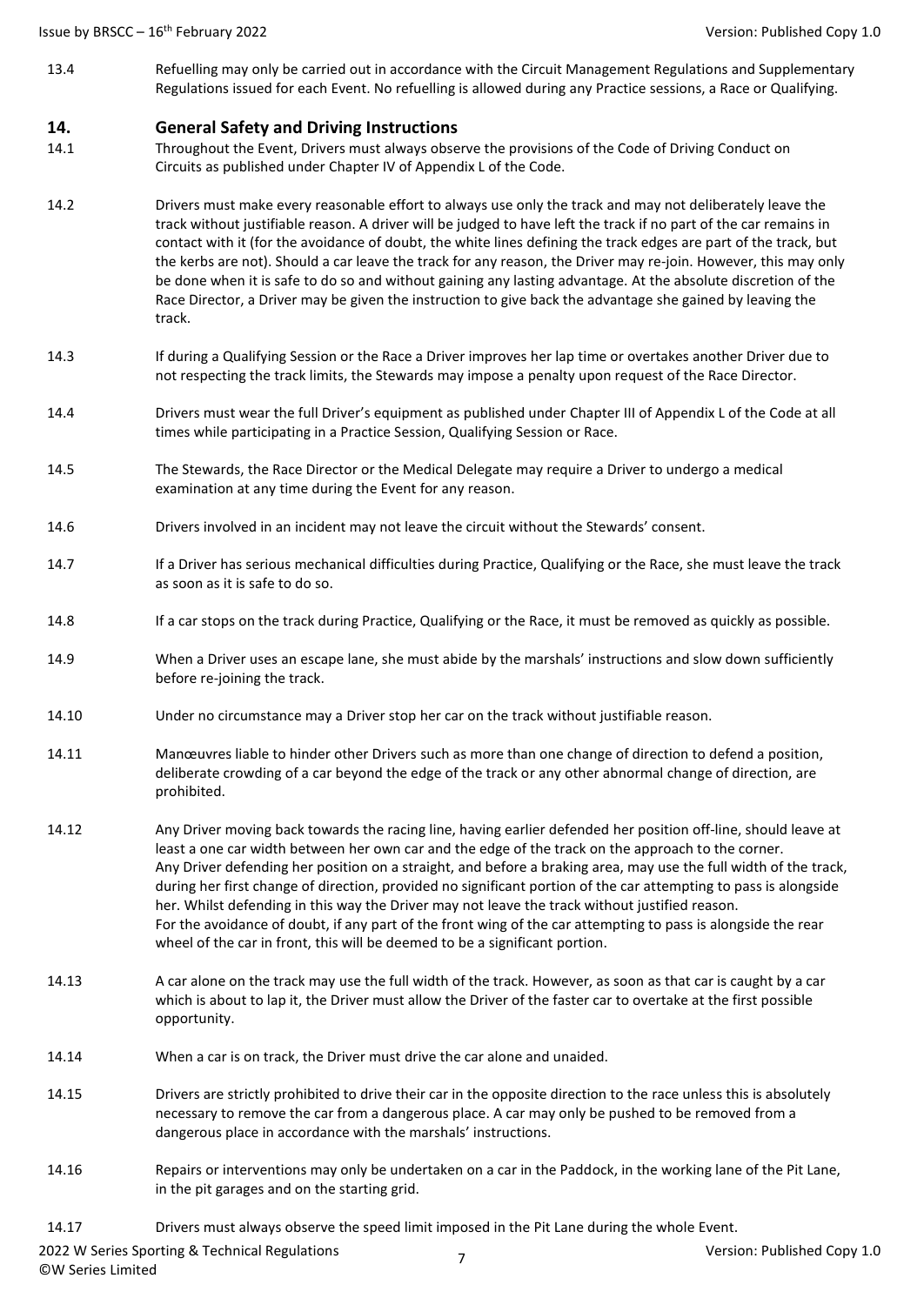13.4 Refuelling may only be carried out in accordance with the Circuit Management Regulations and Supplementary Regulations issued for each Event. No refuelling is allowed during any Practice sessions, a Race or Qualifying.

## 14. General Safety and Driving Instructions

14.1 Throughout the Event, Drivers must always observe the provisions of the Code of Driving Conduct on Circuits as published under Chapter IV of Appendix L of the Code.

14.2 Drivers must make every reasonable effort to always use only the track and may not deliberately leave the track without justifiable reason. A driver will be judged to have left the track if no part of the car remains in contact with it (for the avoidance of doubt, the white lines defining the track edges are part of the track, but the kerbs are not). Should a car leave the track for any reason, the Driver may re-join. However, this may only be done when it is safe to do so and without gaining any lasting advantage. At the absolute discretion of the Race Director, a Driver may be given the instruction to give back the advantage she gained by leaving the track.

14.3 If during a Qualifying Session or the Race a Driver improves her lap time or overtakes another Driver due to not respecting the track limits, the Stewards may impose a penalty upon request of the Race Director.

14.4 Drivers must wear the full Driver's equipment as published under Chapter III of Appendix L of the Code at all times while participating in a Practice Session, Qualifying Session or Race.

14.5 The Stewards, the Race Director or the Medical Delegate may require a Driver to undergo a medical examination at any time during the Event for any reason.

14.6 Drivers involved in an incident may not leave the circuit without the Stewards' consent.

14.7 If a Driver has serious mechanical difficulties during Practice, Qualifying or the Race, she must leave the track as soon as it is safe to do so.

14.8 If a car stops on the track during Practice, Qualifying or the Race, it must be removed as quickly as possible.

14.9 When a Driver uses an escape lane, she must abide by the marshals' instructions and slow down sufficiently before re-joining the track.

14.10 Under no circumstance may a Driver stop her car on the track without justifiable reason.

14.11 Manœuvres liable to hinder other Drivers such as more than one change of direction to defend a position, deliberate crowding of a car beyond the edge of the track or any other abnormal change of direction, are prohibited.

14.12 Any Driver moving back towards the racing line, having earlier defended her position off-line, should leave at least a one car width between her own car and the edge of the track on the approach to the corner.
Any Driver defending her position on a straight, and before a braking area, may use the full width of the track, during her first change of direction, provided no significant portion of the car attempting to pass is alongside her. Whilst defending in this way the Driver may not leave the track without justified reason.
For the avoidance of doubt, if any part of the front wing of the car attempting to pass is alongside the rear wheel of the car in front, this will be deemed to be a significant portion.

14.13 A car alone on the track may use the full width of the track. However, as soon as that car is caught by a car which is about to lap it, the Driver must allow the Driver of the faster car to overtake at the first possible opportunity.

14.14 When a car is on track, the Driver must drive the car alone and unaided.

14.15 Drivers are strictly prohibited to drive their car in the opposite direction to the race unless this is absolutely necessary to remove the car from a dangerous place. A car may only be pushed to be removed from a dangerous place in accordance with the marshals' instructions.

14.16 Repairs or interventions may only be undertaken on a car in the Paddock, in the working lane of the Pit Lane, in the pit garages and on the starting grid.

14.17 Drivers must always observe the speed limit imposed in the Pit Lane during the whole Event.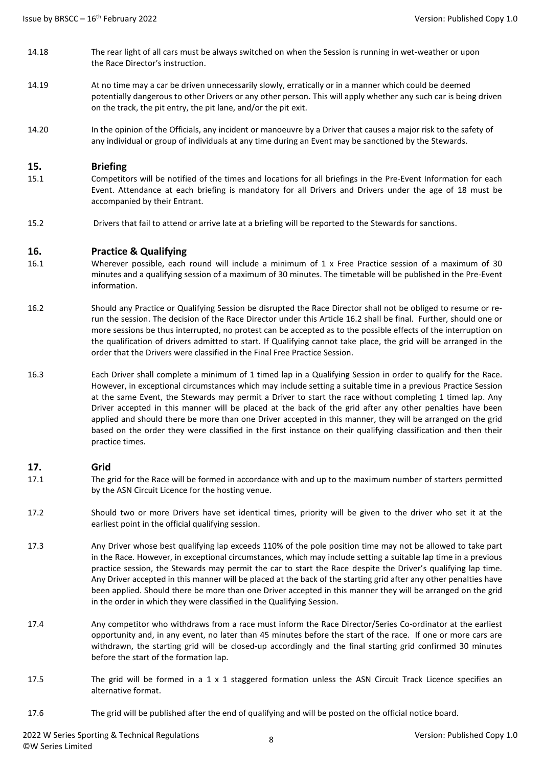14.18 The rear light of all cars must be always switched on when the Session is running in wet-weather or upon the Race Director's instruction.

14.19 At no time may a car be driven unnecessarily slowly, erratically or in a manner which could be deemed potentially dangerous to other Drivers or any other person. This will apply whether any such car is being driven on the track, the pit entry, the pit lane, and/or the pit exit.

14.20 In the opinion of the Officials, any incident or manoeuvre by a Driver that causes a major risk to the safety of any individual or group of individuals at any time during an Event may be sanctioned by the Stewards.

## 15. Briefing

15.1 Competitors will be notified of the times and locations for all briefings in the Pre-Event Information for each Event. Attendance at each briefing is mandatory for all Drivers and Drivers under the age of 18 must be accompanied by their Entrant.

15.2 Drivers that fail to attend or arrive late at a briefing will be reported to the Stewards for sanctions.

## 16. Practice & Qualifying

16.1 Wherever possible, each round will include a minimum of 1 x Free Practice session of a maximum of 30 minutes and a qualifying session of a maximum of 30 minutes. The timetable will be published in the Pre-Event information.

16.2 Should any Practice or Qualifying Session be disrupted the Race Director shall not be obliged to resume or re-run the session. The decision of the Race Director under this Article 16.2 shall be final. Further, should one or more sessions be thus interrupted, no protest can be accepted as to the possible effects of the interruption on the qualification of drivers admitted to start. If Qualifying cannot take place, the grid will be arranged in the order that the Drivers were classified in the Final Free Practice Session.

16.3 Each Driver shall complete a minimum of 1 timed lap in a Qualifying Session in order to qualify for the Race. However, in exceptional circumstances which may include setting a suitable time in a previous Practice Session at the same Event, the Stewards may permit a Driver to start the race without completing 1 timed lap. Any Driver accepted in this manner will be placed at the back of the grid after any other penalties have been applied and should there be more than one Driver accepted in this manner, they will be arranged on the grid based on the order they were classified in the first instance on their qualifying classification and then their practice times.

## 17. Grid

17.1 The grid for the Race will be formed in accordance with and up to the maximum number of starters permitted by the ASN Circuit Licence for the hosting venue.

17.2 Should two or more Drivers have set identical times, priority will be given to the driver who set it at the earliest point in the official qualifying session.

17.3 Any Driver whose best qualifying lap exceeds 110% of the pole position time may not be allowed to take part in the Race. However, in exceptional circumstances, which may include setting a suitable lap time in a previous practice session, the Stewards may permit the car to start the Race despite the Driver's qualifying lap time. Any Driver accepted in this manner will be placed at the back of the starting grid after any other penalties have been applied. Should there be more than one Driver accepted in this manner they will be arranged on the grid in the order in which they were classified in the Qualifying Session.

17.4 Any competitor who withdraws from a race must inform the Race Director/Series Co-ordinator at the earliest opportunity and, in any event, no later than 45 minutes before the start of the race. If one or more cars are withdrawn, the starting grid will be closed-up accordingly and the final starting grid confirmed 30 minutes before the start of the formation lap.

17.5 The grid will be formed in a 1 x 1 staggered formation unless the ASN Circuit Track Licence specifies an alternative format.

17.6 The grid will be published after the end of qualifying and will be posted on the official notice board.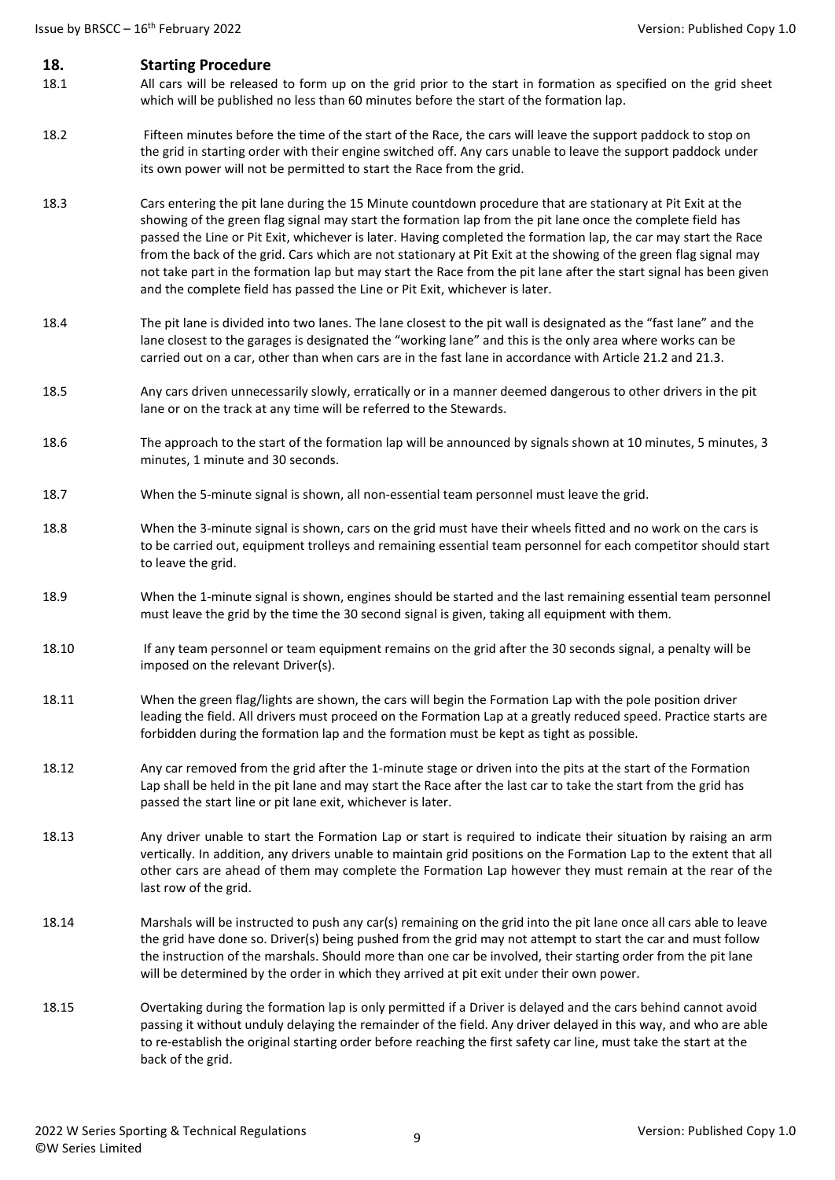## 18. Starting Procedure

18.1 All cars will be released to form up on the grid prior to the start in formation as specified on the grid sheet which will be published no less than 60 minutes before the start of the formation lap.

18.2 Fifteen minutes before the time of the start of the Race, the cars will leave the support paddock to stop on the grid in starting order with their engine switched off. Any cars unable to leave the support paddock under its own power will not be permitted to start the Race from the grid.

18.3 Cars entering the pit lane during the 15 Minute countdown procedure that are stationary at Pit Exit at the showing of the green flag signal may start the formation lap from the pit lane once the complete field has passed the Line or Pit Exit, whichever is later. Having completed the formation lap, the car may start the Race from the back of the grid. Cars which are not stationary at Pit Exit at the showing of the green flag signal may not take part in the formation lap but may start the Race from the pit lane after the start signal has been given and the complete field has passed the Line or Pit Exit, whichever is later.

18.4 The pit lane is divided into two lanes. The lane closest to the pit wall is designated as the "fast lane" and the lane closest to the garages is designated the "working lane" and this is the only area where works can be carried out on a car, other than when cars are in the fast lane in accordance with Article 21.2 and 21.3.

18.5 Any cars driven unnecessarily slowly, erratically or in a manner deemed dangerous to other drivers in the pit lane or on the track at any time will be referred to the Stewards.

18.6 The approach to the start of the formation lap will be announced by signals shown at 10 minutes, 5 minutes, 3 minutes, 1 minute and 30 seconds.

18.7 When the 5-minute signal is shown, all non-essential team personnel must leave the grid.

18.8 When the 3-minute signal is shown, cars on the grid must have their wheels fitted and no work on the cars is to be carried out, equipment trolleys and remaining essential team personnel for each competitor should start to leave the grid.

18.9 When the 1-minute signal is shown, engines should be started and the last remaining essential team personnel must leave the grid by the time the 30 second signal is given, taking all equipment with them.

18.10 If any team personnel or team equipment remains on the grid after the 30 seconds signal, a penalty will be imposed on the relevant Driver(s).

18.11 When the green flag/lights are shown, the cars will begin the Formation Lap with the pole position driver leading the field. All drivers must proceed on the Formation Lap at a greatly reduced speed. Practice starts are forbidden during the formation lap and the formation must be kept as tight as possible.

18.12 Any car removed from the grid after the 1-minute stage or driven into the pits at the start of the Formation Lap shall be held in the pit lane and may start the Race after the last car to take the start from the grid has passed the start line or pit lane exit, whichever is later.

18.13 Any driver unable to start the Formation Lap or start is required to indicate their situation by raising an arm vertically. In addition, any drivers unable to maintain grid positions on the Formation Lap to the extent that all other cars are ahead of them may complete the Formation Lap however they must remain at the rear of the last row of the grid.

18.14 Marshals will be instructed to push any car(s) remaining on the grid into the pit lane once all cars able to leave the grid have done so. Driver(s) being pushed from the grid may not attempt to start the car and must follow the instruction of the marshals. Should more than one car be involved, their starting order from the pit lane will be determined by the order in which they arrived at pit exit under their own power.

18.15 Overtaking during the formation lap is only permitted if a Driver is delayed and the cars behind cannot avoid passing it without unduly delaying the remainder of the field. Any driver delayed in this way, and who are able to re-establish the original starting order before reaching the first safety car line, must take the start at the back of the grid.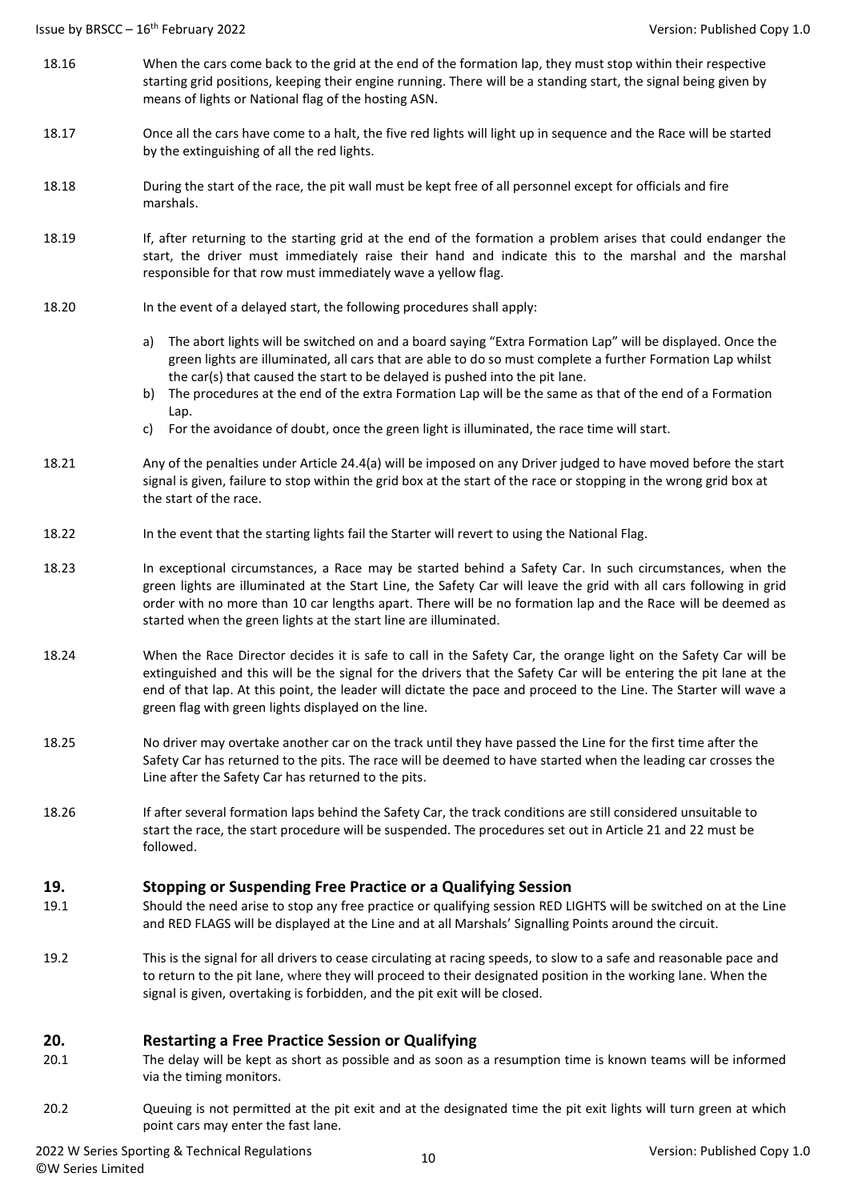18.16 When the cars come back to the grid at the end of the formation lap, they must stop within their respective starting grid positions, keeping their engine running. There will be a standing start, the signal being given by means of lights or National flag of the hosting ASN.

18.17 Once all the cars have come to a halt, the five red lights will light up in sequence and the Race will be started by the extinguishing of all the red lights.

18.18 During the start of the race, the pit wall must be kept free of all personnel except for officials and fire marshals.

18.19 If, after returning to the starting grid at the end of the formation a problem arises that could endanger the start, the driver must immediately raise their hand and indicate this to the marshal and the marshal responsible for that row must immediately wave a yellow flag.

18.20 In the event of a delayed start, the following procedures shall apply:

a) The abort lights will be switched on and a board saying "Extra Formation Lap" will be displayed. Once the green lights are illuminated, all cars that are able to do so must complete a further Formation Lap whilst the car(s) that caused the start to be delayed is pushed into the pit lane.
b) The procedures at the end of the extra Formation Lap will be the same as that of the end of a Formation Lap.
c) For the avoidance of doubt, once the green light is illuminated, the race time will start.

18.21 Any of the penalties under Article 24.4(a) will be imposed on any Driver judged to have moved before the start signal is given, failure to stop within the grid box at the start of the race or stopping in the wrong grid box at the start of the race.

18.22 In the event that the starting lights fail the Starter will revert to using the National Flag.

18.23 In exceptional circumstances, a Race may be started behind a Safety Car. In such circumstances, when the green lights are illuminated at the Start Line, the Safety Car will leave the grid with all cars following in grid order with no more than 10 car lengths apart. There will be no formation lap and the Race will be deemed as started when the green lights at the start line are illuminated.

18.24 When the Race Director decides it is safe to call in the Safety Car, the orange light on the Safety Car will be extinguished and this will be the signal for the drivers that the Safety Car will be entering the pit lane at the end of that lap. At this point, the leader will dictate the pace and proceed to the Line. The Starter will wave a green flag with green lights displayed on the line.

18.25 No driver may overtake another car on the track until they have passed the Line for the first time after the Safety Car has returned to the pits. The race will be deemed to have started when the leading car crosses the Line after the Safety Car has returned to the pits.

18.26 If after several formation laps behind the Safety Car, the track conditions are still considered unsuitable to start the race, the start procedure will be suspended. The procedures set out in Article 21 and 22 must be followed.

## 19. Stopping or Suspending Free Practice or a Qualifying Session

19.1 Should the need arise to stop any free practice or qualifying session RED LIGHTS will be switched on at the Line and RED FLAGS will be displayed at the Line and at all Marshals' Signalling Points around the circuit.

19.2 This is the signal for all drivers to cease circulating at racing speeds, to slow to a safe and reasonable pace and to return to the pit lane, where they will proceed to their designated position in the working lane. When the signal is given, overtaking is forbidden, and the pit exit will be closed.

## 20. Restarting a Free Practice Session or Qualifying

20.1 The delay will be kept as short as possible and as soon as a resumption time is known teams will be informed via the timing monitors.

20.2 Queuing is not permitted at the pit exit and at the designated time the pit exit lights will turn green at which point cars may enter the fast lane.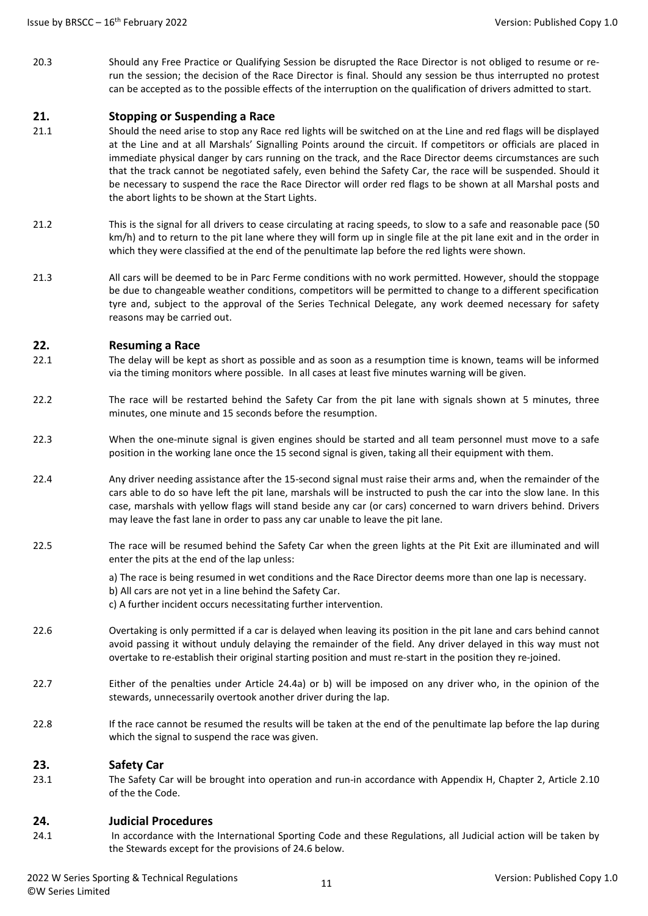20.3 Should any Free Practice or Qualifying Session be disrupted the Race Director is not obliged to resume or re-run the session; the decision of the Race Director is final. Should any session be thus interrupted no protest can be accepted as to the possible effects of the interruption on the qualification of drivers admitted to start.

## 21. Stopping or Suspending a Race

21.1 Should the need arise to stop any Race red lights will be switched on at the Line and red flags will be displayed at the Line and at all Marshals' Signalling Points around the circuit. If competitors or officials are placed in immediate physical danger by cars running on the track, and the Race Director deems circumstances are such that the track cannot be negotiated safely, even behind the Safety Car, the race will be suspended. Should it be necessary to suspend the race the Race Director will order red flags to be shown at all Marshal posts and the abort lights to be shown at the Start Lights.

21.2 This is the signal for all drivers to cease circulating at racing speeds, to slow to a safe and reasonable pace (50 km/h) and to return to the pit lane where they will form up in single file at the pit lane exit and in the order in which they were classified at the end of the penultimate lap before the red lights were shown.

21.3 All cars will be deemed to be in Parc Ferme conditions with no work permitted. However, should the stoppage be due to changeable weather conditions, competitors will be permitted to change to a different specification tyre and, subject to the approval of the Series Technical Delegate, any work deemed necessary for safety reasons may be carried out.

## 22. Resuming a Race

22.1 The delay will be kept as short as possible and as soon as a resumption time is known, teams will be informed via the timing monitors where possible. In all cases at least five minutes warning will be given.

22.2 The race will be restarted behind the Safety Car from the pit lane with signals shown at 5 minutes, three minutes, one minute and 15 seconds before the resumption.

22.3 When the one-minute signal is given engines should be started and all team personnel must move to a safe position in the working lane once the 15 second signal is given, taking all their equipment with them.

22.4 Any driver needing assistance after the 15-second signal must raise their arms and, when the remainder of the cars able to do so have left the pit lane, marshals will be instructed to push the car into the slow lane. In this case, marshals with yellow flags will stand beside any car (or cars) concerned to warn drivers behind. Drivers may leave the fast lane in order to pass any car unable to leave the pit lane.

22.5 The race will be resumed behind the Safety Car when the green lights at the Pit Exit are illuminated and will enter the pits at the end of the lap unless:

a) The race is being resumed in wet conditions and the Race Director deems more than one lap is necessary.
b) All cars are not yet in a line behind the Safety Car.
c) A further incident occurs necessitating further intervention.

22.6 Overtaking is only permitted if a car is delayed when leaving its position in the pit lane and cars behind cannot avoid passing it without unduly delaying the remainder of the field. Any driver delayed in this way must not overtake to re-establish their original starting position and must re-start in the position they re-joined.

22.7 Either of the penalties under Article 24.4a) or b) will be imposed on any driver who, in the opinion of the stewards, unnecessarily overtook another driver during the lap.

22.8 If the race cannot be resumed the results will be taken at the end of the penultimate lap before the lap during which the signal to suspend the race was given.

## 23. Safety Car

23.1 The Safety Car will be brought into operation and run-in accordance with Appendix H, Chapter 2, Article 2.10 of the the Code.

## 24. Judicial Procedures

24.1 In accordance with the International Sporting Code and these Regulations, all Judicial action will be taken by the Stewards except for the provisions of 24.6 below.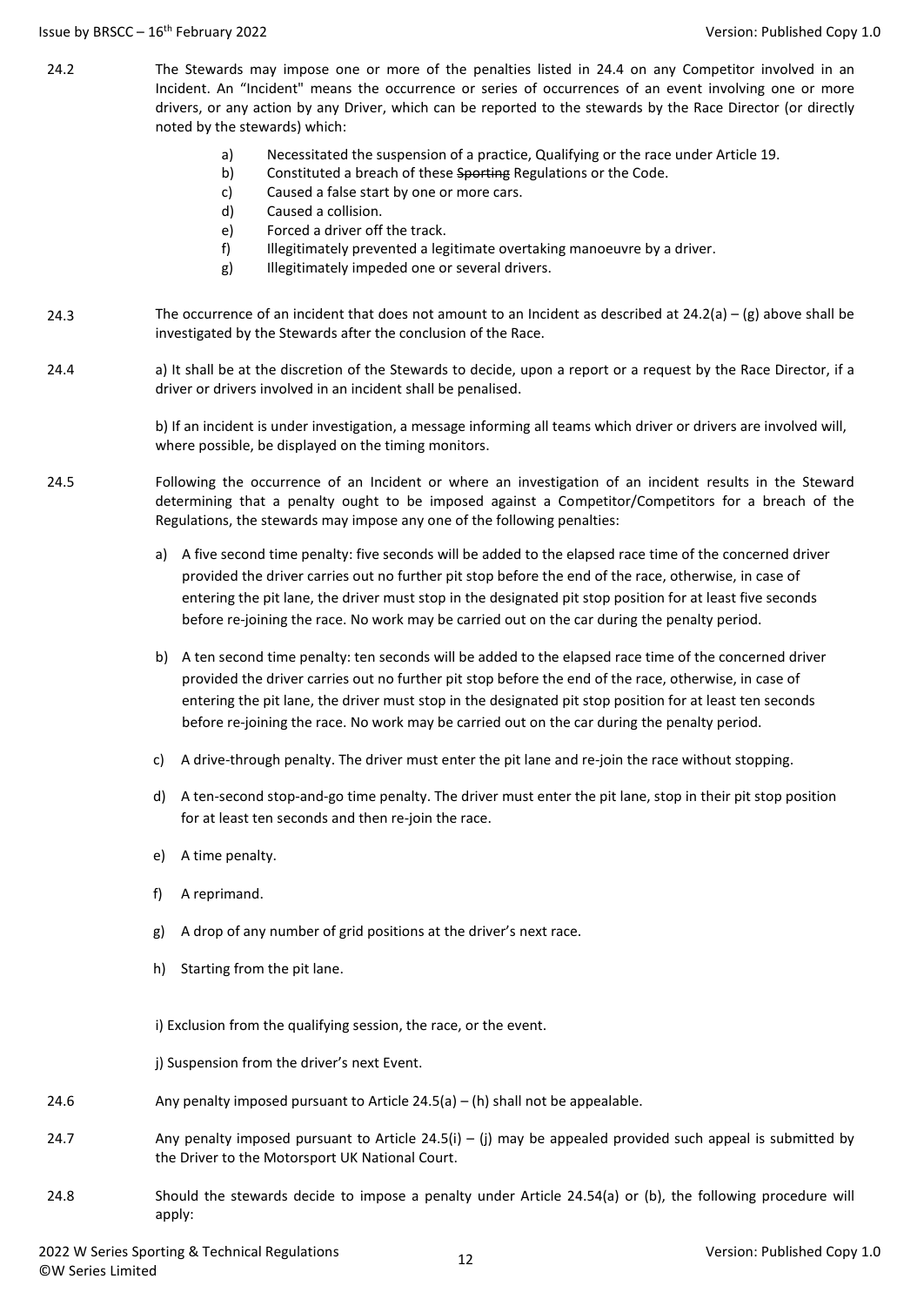24.2 The Stewards may impose one or more of the penalties listed in 24.4 on any Competitor involved in an Incident. An "Incident" means the occurrence or series of occurrences of an event involving one or more drivers, or any action by any Driver, which can be reported to the stewards by the Race Director (or directly noted by the stewards) which:

- a) Necessitated the suspension of a practice, Qualifying or the race under Article 19.
- b) Constituted a breach of these ~~Sporting~~ Regulations or the Code.
- c) Caused a false start by one or more cars.
- d) Caused a collision.
- e) Forced a driver off the track.
- f) Illegitimately prevented a legitimate overtaking manoeuvre by a driver.
- g) Illegitimately impeded one or several drivers.

24.3 The occurrence of an incident that does not amount to an Incident as described at 24.2(a) – (g) above shall be investigated by the Stewards after the conclusion of the Race.

24.4 a) It shall be at the discretion of the Stewards to decide, upon a report or a request by the Race Director, if a driver or drivers involved in an incident shall be penalised.

b) If an incident is under investigation, a message informing all teams which driver or drivers are involved will, where possible, be displayed on the timing monitors.

24.5 Following the occurrence of an Incident or where an investigation of an incident results in the Steward determining that a penalty ought to be imposed against a Competitor/Competitors for a breach of the Regulations, the stewards may impose any one of the following penalties:

- a) A five second time penalty: five seconds will be added to the elapsed race time of the concerned driver provided the driver carries out no further pit stop before the end of the race, otherwise, in case of entering the pit lane, the driver must stop in the designated pit stop position for at least five seconds before re-joining the race. No work may be carried out on the car during the penalty period.
- b) A ten second time penalty: ten seconds will be added to the elapsed race time of the concerned driver provided the driver carries out no further pit stop before the end of the race, otherwise, in case of entering the pit lane, the driver must stop in the designated pit stop position for at least ten seconds before re-joining the race. No work may be carried out on the car during the penalty period.
- c) A drive-through penalty. The driver must enter the pit lane and re-join the race without stopping.
- d) A ten-second stop-and-go time penalty. The driver must enter the pit lane, stop in their pit stop position for at least ten seconds and then re-join the race.
- e) A time penalty.
- f) A reprimand.
- g) A drop of any number of grid positions at the driver's next race.
- h) Starting from the pit lane.
- i) Exclusion from the qualifying session, the race, or the event.
- j) Suspension from the driver's next Event.

24.6 Any penalty imposed pursuant to Article 24.5(a) – (h) shall not be appealable.

24.7 Any penalty imposed pursuant to Article 24.5(i) – (j) may be appealed provided such appeal is submitted by the Driver to the Motorsport UK National Court.

24.8 Should the stewards decide to impose a penalty under Article 24.54(a) or (b), the following procedure will apply: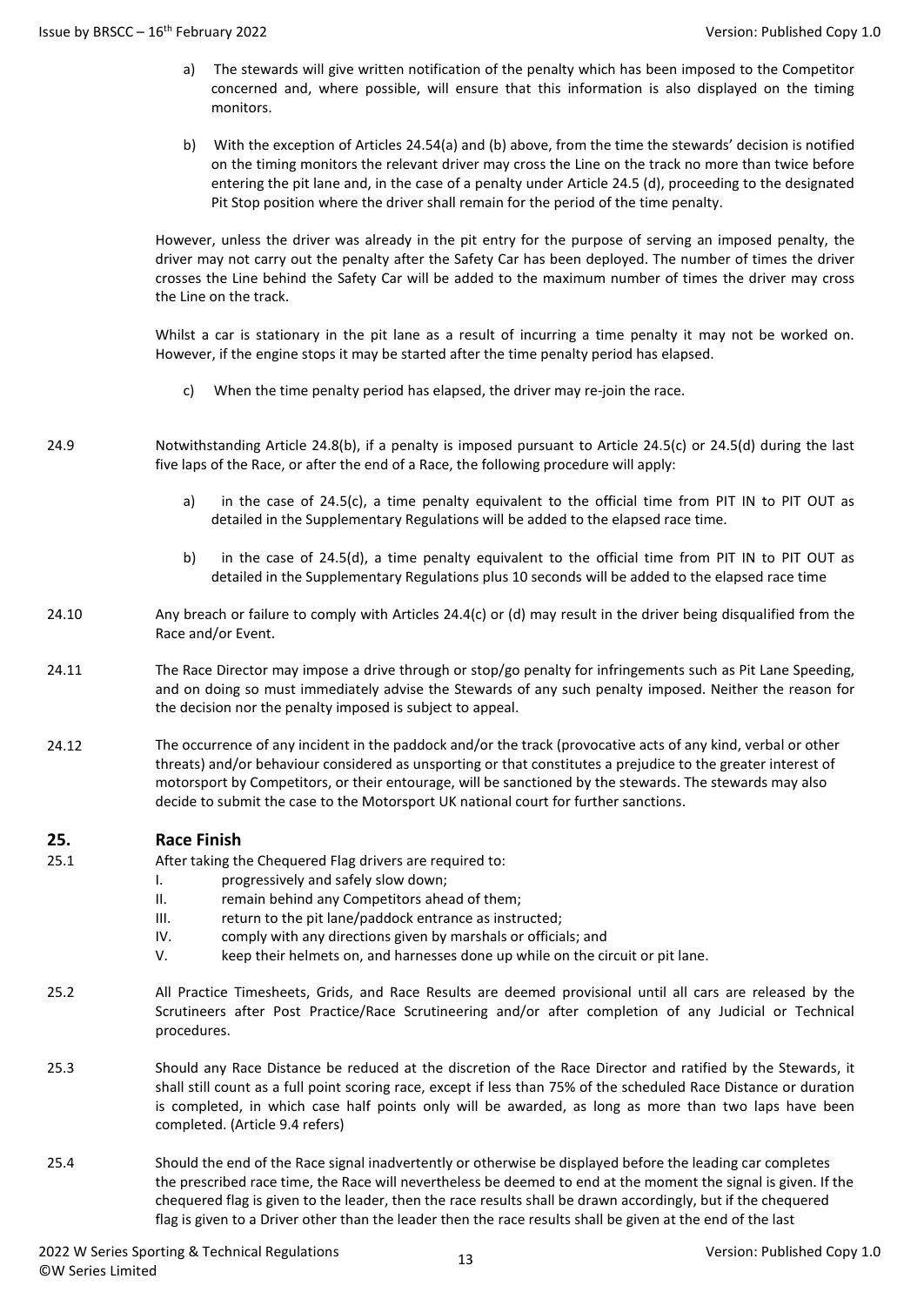a) The stewards will give written notification of the penalty which has been imposed to the Competitor concerned and, where possible, will ensure that this information is also displayed on the timing monitors.

b) With the exception of Articles 24.54(a) and (b) above, from the time the stewards' decision is notified on the timing monitors the relevant driver may cross the Line on the track no more than twice before entering the pit lane and, in the case of a penalty under Article 24.5 (d), proceeding to the designated Pit Stop position where the driver shall remain for the period of the time penalty.

However, unless the driver was already in the pit entry for the purpose of serving an imposed penalty, the driver may not carry out the penalty after the Safety Car has been deployed. The number of times the driver crosses the Line behind the Safety Car will be added to the maximum number of times the driver may cross the Line on the track.

Whilst a car is stationary in the pit lane as a result of incurring a time penalty it may not be worked on. However, if the engine stops it may be started after the time penalty period has elapsed.

c) When the time penalty period has elapsed, the driver may re-join the race.

24.9 Notwithstanding Article 24.8(b), if a penalty is imposed pursuant to Article 24.5(c) or 24.5(d) during the last five laps of the Race, or after the end of a Race, the following procedure will apply:

a) in the case of 24.5(c), a time penalty equivalent to the official time from PIT IN to PIT OUT as detailed in the Supplementary Regulations will be added to the elapsed race time.

b) in the case of 24.5(d), a time penalty equivalent to the official time from PIT IN to PIT OUT as detailed in the Supplementary Regulations plus 10 seconds will be added to the elapsed race time

24.10 Any breach or failure to comply with Articles 24.4(c) or (d) may result in the driver being disqualified from the Race and/or Event.

24.11 The Race Director may impose a drive through or stop/go penalty for infringements such as Pit Lane Speeding, and on doing so must immediately advise the Stewards of any such penalty imposed. Neither the reason for the decision nor the penalty imposed is subject to appeal.

24.12 The occurrence of any incident in the paddock and/or the track (provocative acts of any kind, verbal or other threats) and/or behaviour considered as unsporting or that constitutes a prejudice to the greater interest of motorsport by Competitors, or their entourage, will be sanctioned by the stewards. The stewards may also decide to submit the case to the Motorsport UK national court for further sanctions.

## 25. Race Finish

25.1 After taking the Chequered Flag drivers are required to:

I. progressively and safely slow down;
II. remain behind any Competitors ahead of them;
III. return to the pit lane/paddock entrance as instructed;
IV. comply with any directions given by marshals or officials; and
V. keep their helmets on, and harnesses done up while on the circuit or pit lane.

25.2 All Practice Timesheets, Grids, and Race Results are deemed provisional until all cars are released by the Scrutineers after Post Practice/Race Scrutineering and/or after completion of any Judicial or Technical procedures.

25.3 Should any Race Distance be reduced at the discretion of the Race Director and ratified by the Stewards, it shall still count as a full point scoring race, except if less than 75% of the scheduled Race Distance or duration is completed, in which case half points only will be awarded, as long as more than two laps have been completed. (Article 9.4 refers)

25.4 Should the end of the Race signal inadvertently or otherwise be displayed before the leading car completes the prescribed race time, the Race will nevertheless be deemed to end at the moment the signal is given. If the chequered flag is given to the leader, then the race results shall be drawn accordingly, but if the chequered flag is given to a Driver other than the leader then the race results shall be given at the end of the last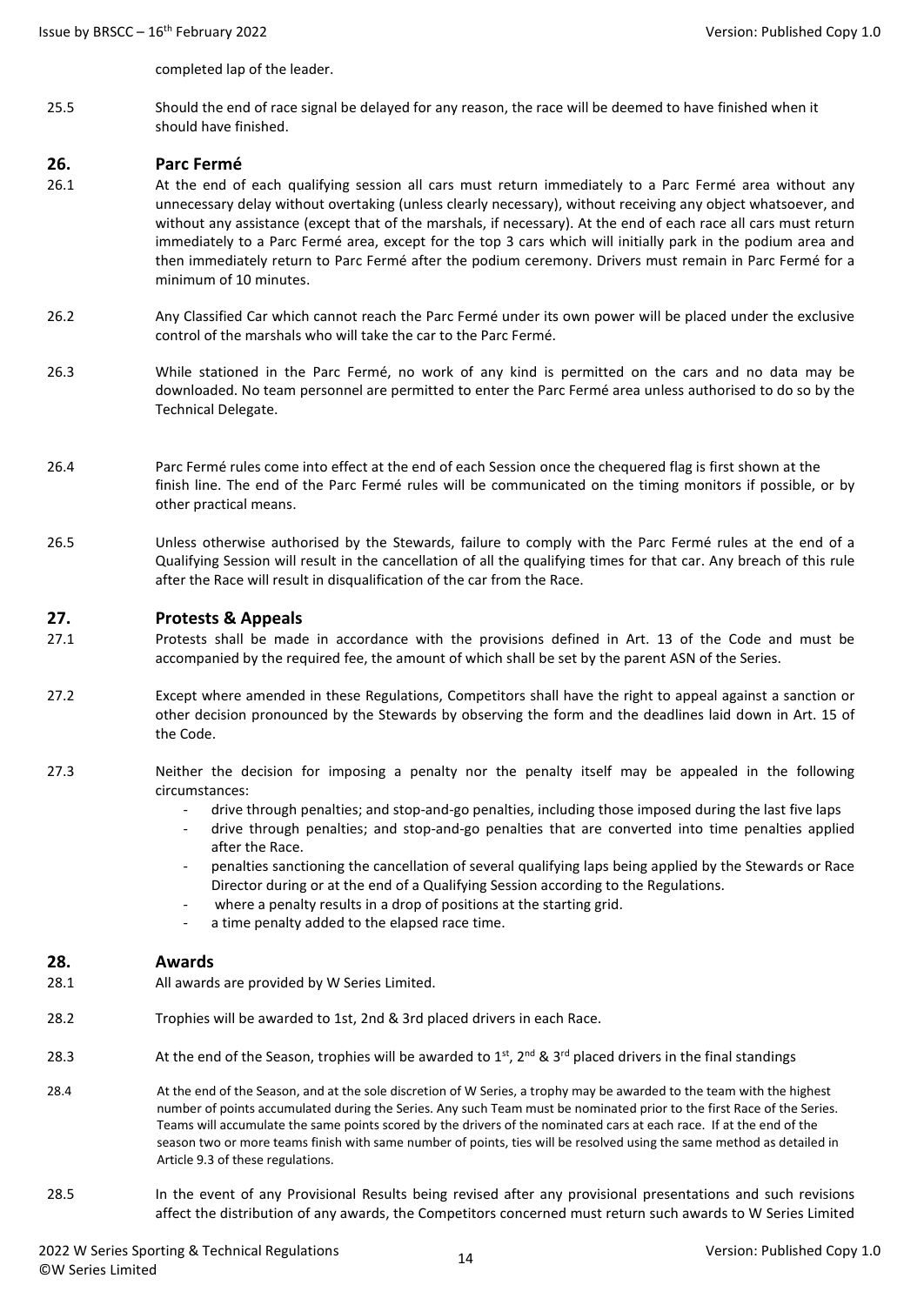completed lap of the leader.

25.5 Should the end of race signal be delayed for any reason, the race will be deemed to have finished when it should have finished.

## 26. Parc Fermé

26.1 At the end of each qualifying session all cars must return immediately to a Parc Fermé area without any unnecessary delay without overtaking (unless clearly necessary), without receiving any object whatsoever, and without any assistance (except that of the marshals, if necessary). At the end of each race all cars must return immediately to a Parc Fermé area, except for the top 3 cars which will initially park in the podium area and then immediately return to Parc Fermé after the podium ceremony. Drivers must remain in Parc Fermé for a minimum of 10 minutes.

26.2 Any Classified Car which cannot reach the Parc Fermé under its own power will be placed under the exclusive control of the marshals who will take the car to the Parc Fermé.

26.3 While stationed in the Parc Fermé, no work of any kind is permitted on the cars and no data may be downloaded. No team personnel are permitted to enter the Parc Fermé area unless authorised to do so by the Technical Delegate.

26.4 Parc Fermé rules come into effect at the end of each Session once the chequered flag is first shown at the finish line. The end of the Parc Fermé rules will be communicated on the timing monitors if possible, or by other practical means.

26.5 Unless otherwise authorised by the Stewards, failure to comply with the Parc Fermé rules at the end of a Qualifying Session will result in the cancellation of all the qualifying times for that car. Any breach of this rule after the Race will result in disqualification of the car from the Race.

## 27. Protests & Appeals

27.1 Protests shall be made in accordance with the provisions defined in Art. 13 of the Code and must be accompanied by the required fee, the amount of which shall be set by the parent ASN of the Series.

27.2 Except where amended in these Regulations, Competitors shall have the right to appeal against a sanction or other decision pronounced by the Stewards by observing the form and the deadlines laid down in Art. 15 of the Code.

27.3 Neither the decision for imposing a penalty nor the penalty itself may be appealed in the following circumstances:

- drive through penalties; and stop-and-go penalties, including those imposed during the last five laps
- drive through penalties; and stop-and-go penalties that are converted into time penalties applied after the Race.
- penalties sanctioning the cancellation of several qualifying laps being applied by the Stewards or Race Director during or at the end of a Qualifying Session according to the Regulations.
- where a penalty results in a drop of positions at the starting grid.
- a time penalty added to the elapsed race time.

## 28. Awards

28.1 All awards are provided by W Series Limited.

28.2 Trophies will be awarded to 1st, 2nd & 3rd placed drivers in each Race.

28.3 At the end of the Season, trophies will be awarded to 1st, 2nd & 3rd placed drivers in the final standings

28.4 At the end of the Season, and at the sole discretion of W Series, a trophy may be awarded to the team with the highest number of points accumulated during the Series. Any such Team must be nominated prior to the first Race of the Series. Teams will accumulate the same points scored by the drivers of the nominated cars at each race. If at the end of the season two or more teams finish with same number of points, ties will be resolved using the same method as detailed in Article 9.3 of these regulations.

28.5 In the event of any Provisional Results being revised after any provisional presentations and such revisions affect the distribution of any awards, the Competitors concerned must return such awards to W Series Limited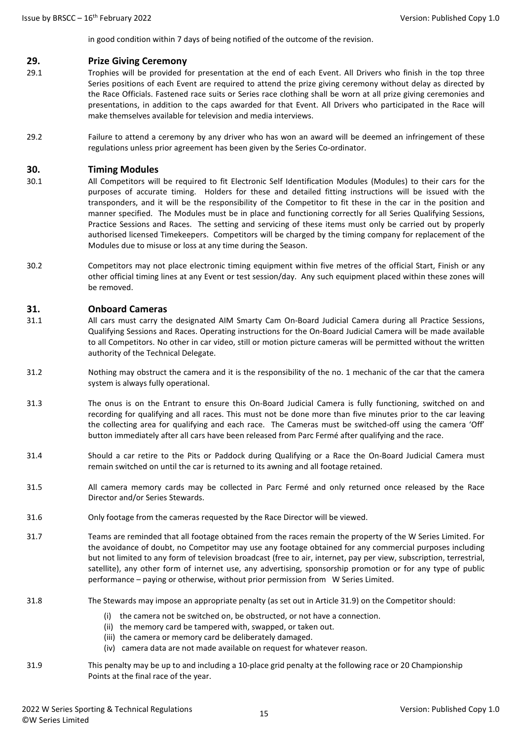in good condition within 7 days of being notified of the outcome of the revision.

## 29. Prize Giving Ceremony

29.1 Trophies will be provided for presentation at the end of each Event. All Drivers who finish in the top three Series positions of each Event are required to attend the prize giving ceremony without delay as directed by the Race Officials. Fastened race suits or Series race clothing shall be worn at all prize giving ceremonies and presentations, in addition to the caps awarded for that Event. All Drivers who participated in the Race will make themselves available for television and media interviews.

29.2 Failure to attend a ceremony by any driver who has won an award will be deemed an infringement of these regulations unless prior agreement has been given by the Series Co-ordinator.

## 30. Timing Modules

30.1 All Competitors will be required to fit Electronic Self Identification Modules (Modules) to their cars for the purposes of accurate timing. Holders for these and detailed fitting instructions will be issued with the transponders, and it will be the responsibility of the Competitor to fit these in the car in the position and manner specified. The Modules must be in place and functioning correctly for all Series Qualifying Sessions, Practice Sessions and Races. The setting and servicing of these items must only be carried out by properly authorised licensed Timekeepers. Competitors will be charged by the timing company for replacement of the Modules due to misuse or loss at any time during the Season.

30.2 Competitors may not place electronic timing equipment within five metres of the official Start, Finish or any other official timing lines at any Event or test session/day. Any such equipment placed within these zones will be removed.

## 31. Onboard Cameras

31.1 All cars must carry the designated AIM Smarty Cam On-Board Judicial Camera during all Practice Sessions, Qualifying Sessions and Races. Operating instructions for the On-Board Judicial Camera will be made available to all Competitors. No other in car video, still or motion picture cameras will be permitted without the written authority of the Technical Delegate.

31.2 Nothing may obstruct the camera and it is the responsibility of the no. 1 mechanic of the car that the camera system is always fully operational.

31.3 The onus is on the Entrant to ensure this On-Board Judicial Camera is fully functioning, switched on and recording for qualifying and all races. This must not be done more than five minutes prior to the car leaving the collecting area for qualifying and each race. The Cameras must be switched-off using the camera 'Off' button immediately after all cars have been released from Parc Fermé after qualifying and the race.

31.4 Should a car retire to the Pits or Paddock during Qualifying or a Race the On-Board Judicial Camera must remain switched on until the car is returned to its awning and all footage retained.

31.5 All camera memory cards may be collected in Parc Fermé and only returned once released by the Race Director and/or Series Stewards.

31.6 Only footage from the cameras requested by the Race Director will be viewed.

31.7 Teams are reminded that all footage obtained from the races remain the property of the W Series Limited. For the avoidance of doubt, no Competitor may use any footage obtained for any commercial purposes including but not limited to any form of television broadcast (free to air, internet, pay per view, subscription, terrestrial, satellite), any other form of internet use, any advertising, sponsorship promotion or for any type of public performance – paying or otherwise, without prior permission from W Series Limited.

31.8 The Stewards may impose an appropriate penalty (as set out in Article 31.9) on the Competitor should:

(i) the camera not be switched on, be obstructed, or not have a connection.
(ii) the memory card be tampered with, swapped, or taken out.
(iii) the camera or memory card be deliberately damaged.
(iv) camera data are not made available on request for whatever reason.

31.9 This penalty may be up to and including a 10-place grid penalty at the following race or 20 Championship Points at the final race of the year.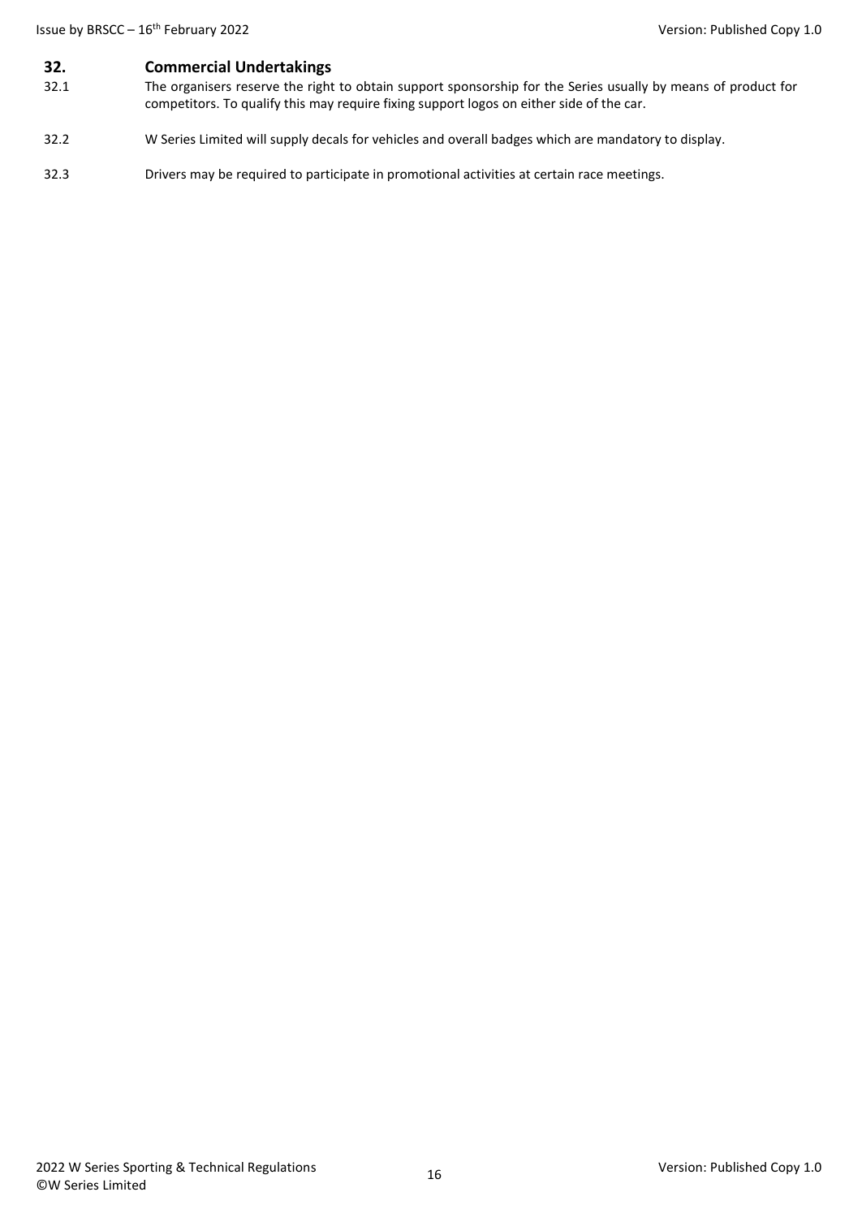## 32. Commercial Undertakings

32.1 The organisers reserve the right to obtain support sponsorship for the Series usually by means of product for competitors. To qualify this may require fixing support logos on either side of the car.

32.2 W Series Limited will supply decals for vehicles and overall badges which are mandatory to display.

32.3 Drivers may be required to participate in promotional activities at certain race meetings.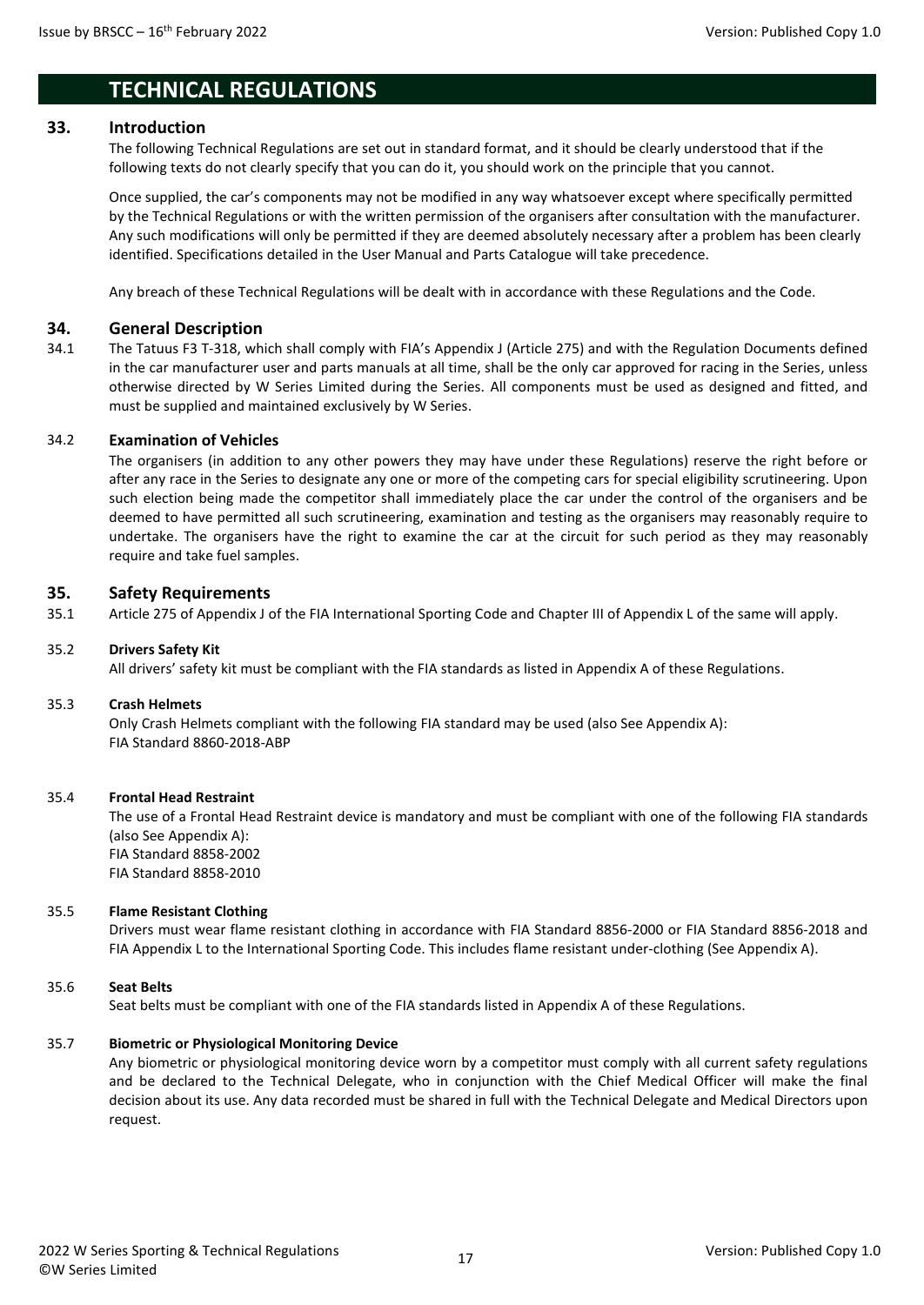# TECHNICAL REGULATIONS

## 33. Introduction

The following Technical Regulations are set out in standard format, and it should be clearly understood that if the following texts do not clearly specify that you can do it, you should work on the principle that you cannot.

Once supplied, the car's components may not be modified in any way whatsoever except where specifically permitted by the Technical Regulations or with the written permission of the organisers after consultation with the manufacturer. Any such modifications will only be permitted if they are deemed absolutely necessary after a problem has been clearly identified. Specifications detailed in the User Manual and Parts Catalogue will take precedence.

Any breach of these Technical Regulations will be dealt with in accordance with these Regulations and the Code.

## 34. General Description

34.1 The Tatuus F3 T-318, which shall comply with FIA's Appendix J (Article 275) and with the Regulation Documents defined in the car manufacturer user and parts manuals at all time, shall be the only car approved for racing in the Series, unless otherwise directed by W Series Limited during the Series. All components must be used as designed and fitted, and must be supplied and maintained exclusively by W Series.

### 34.2 Examination of Vehicles

The organisers (in addition to any other powers they may have under these Regulations) reserve the right before or after any race in the Series to designate any one or more of the competing cars for special eligibility scrutineering. Upon such election being made the competitor shall immediately place the car under the control of the organisers and be deemed to have permitted all such scrutineering, examination and testing as the organisers may reasonably require to undertake. The organisers have the right to examine the car at the circuit for such period as they may reasonably require and take fuel samples.

## 35. Safety Requirements

35.1 Article 275 of Appendix J of the FIA International Sporting Code and Chapter III of Appendix L of the same will apply.

### 35.2 Drivers Safety Kit

All drivers' safety kit must be compliant with the FIA standards as listed in Appendix A of these Regulations.

### 35.3 Crash Helmets

Only Crash Helmets compliant with the following FIA standard may be used (also See Appendix A):
FIA Standard 8860-2018-ABP

### 35.4 Frontal Head Restraint

The use of a Frontal Head Restraint device is mandatory and must be compliant with one of the following FIA standards (also See Appendix A):
FIA Standard 8858-2002
FIA Standard 8858-2010

### 35.5 Flame Resistant Clothing

Drivers must wear flame resistant clothing in accordance with FIA Standard 8856-2000 or FIA Standard 8856-2018 and FIA Appendix L to the International Sporting Code. This includes flame resistant under-clothing (See Appendix A).

### 35.6 Seat Belts

Seat belts must be compliant with one of the FIA standards listed in Appendix A of these Regulations.

### 35.7 Biometric or Physiological Monitoring Device

Any biometric or physiological monitoring device worn by a competitor must comply with all current safety regulations and be declared to the Technical Delegate, who in conjunction with the Chief Medical Officer will make the final decision about its use. Any data recorded must be shared in full with the Technical Delegate and Medical Directors upon request.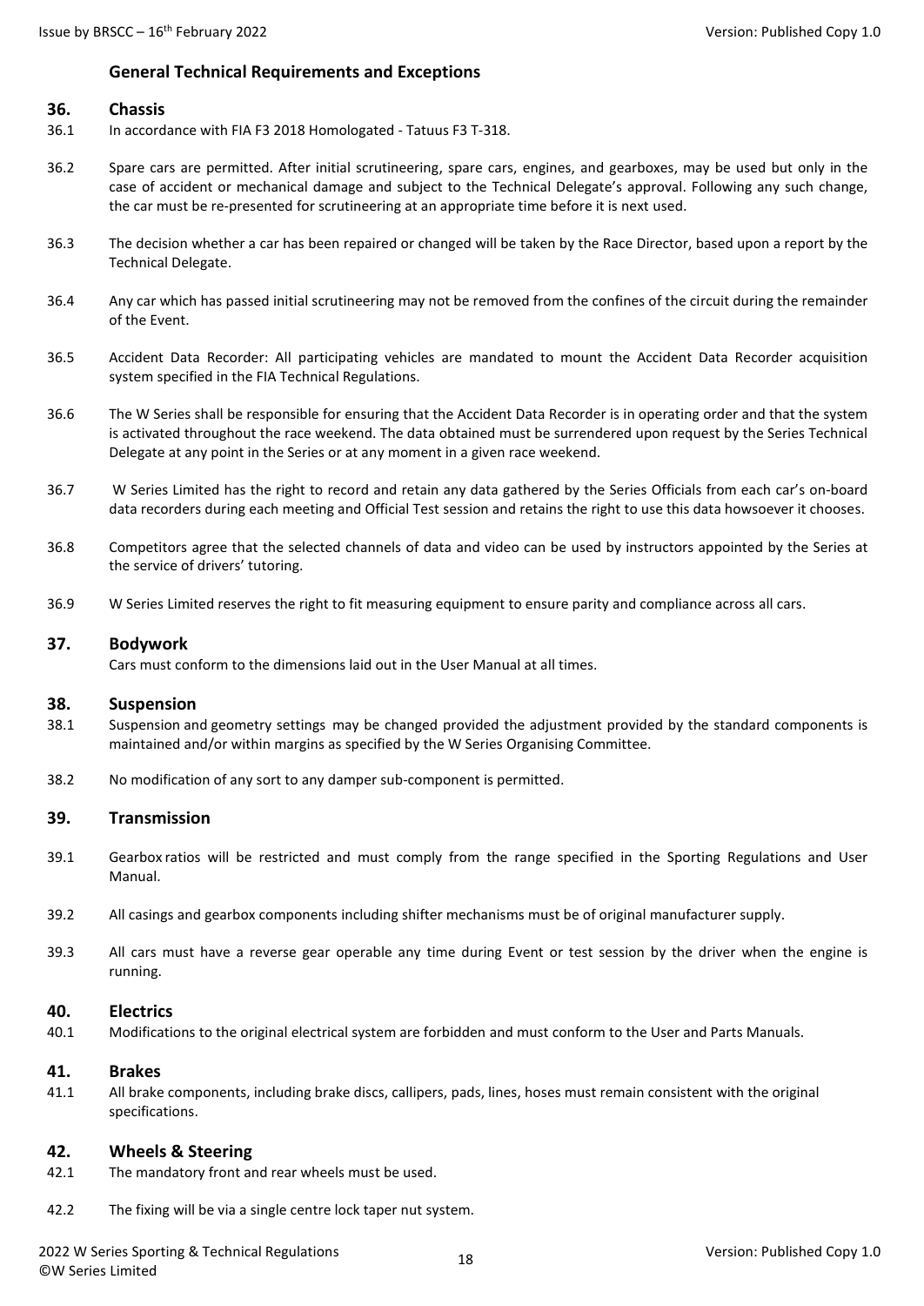## General Technical Requirements and Exceptions

### 36. Chassis

36.1 In accordance with FIA F3 2018 Homologated - Tatuus F3 T-318.

36.2 Spare cars are permitted. After initial scrutineering, spare cars, engines, and gearboxes, may be used but only in the case of accident or mechanical damage and subject to the Technical Delegate's approval. Following any such change, the car must be re-presented for scrutineering at an appropriate time before it is next used.

36.3 The decision whether a car has been repaired or changed will be taken by the Race Director, based upon a report by the Technical Delegate.

36.4 Any car which has passed initial scrutineering may not be removed from the confines of the circuit during the remainder of the Event.

36.5 Accident Data Recorder: All participating vehicles are mandated to mount the Accident Data Recorder acquisition system specified in the FIA Technical Regulations.

36.6 The W Series shall be responsible for ensuring that the Accident Data Recorder is in operating order and that the system is activated throughout the race weekend. The data obtained must be surrendered upon request by the Series Technical Delegate at any point in the Series or at any moment in a given race weekend.

36.7 W Series Limited has the right to record and retain any data gathered by the Series Officials from each car's on-board data recorders during each meeting and Official Test session and retains the right to use this data howsoever it chooses.

36.8 Competitors agree that the selected channels of data and video can be used by instructors appointed by the Series at the service of drivers' tutoring.

36.9 W Series Limited reserves the right to fit measuring equipment to ensure parity and compliance across all cars.

### 37. Bodywork

Cars must conform to the dimensions laid out in the User Manual at all times.

### 38. Suspension

38.1 Suspension and geometry settings may be changed provided the adjustment provided by the standard components is maintained and/or within margins as specified by the W Series Organising Committee.

38.2 No modification of any sort to any damper sub-component is permitted.

### 39. Transmission

39.1 Gearbox ratios will be restricted and must comply from the range specified in the Sporting Regulations and User Manual.

39.2 All casings and gearbox components including shifter mechanisms must be of original manufacturer supply.

39.3 All cars must have a reverse gear operable any time during Event or test session by the driver when the engine is running.

### 40. Electrics

40.1 Modifications to the original electrical system are forbidden and must conform to the User and Parts Manuals.

### 41. Brakes

41.1 All brake components, including brake discs, callipers, pads, lines, hoses must remain consistent with the original specifications.

### 42. Wheels & Steering

42.1 The mandatory front and rear wheels must be used.

42.2 The fixing will be via a single centre lock taper nut system.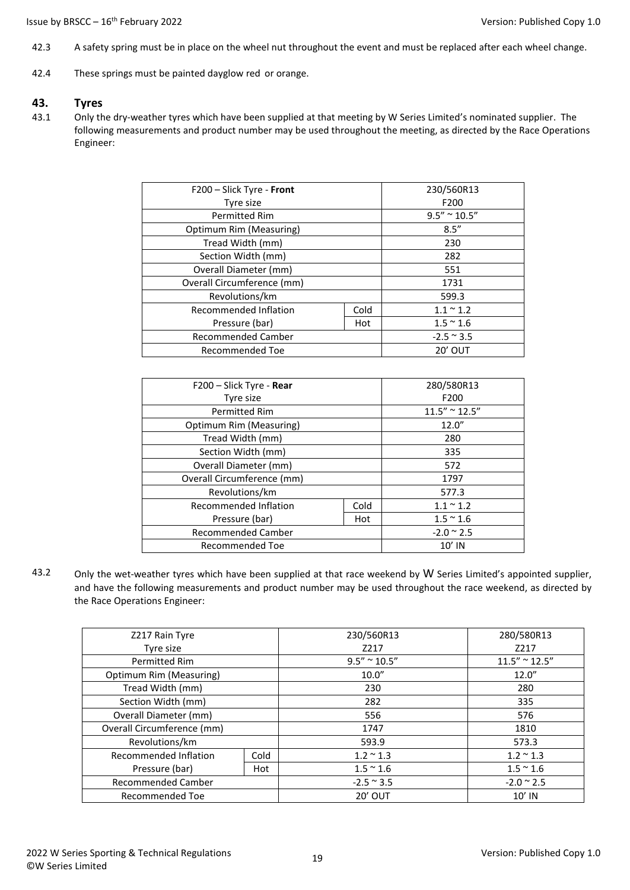42.3 A safety spring must be in place on the wheel nut throughout the event and must be replaced after each wheel change.

42.4 These springs must be painted dayglow red or orange.

## 43. Tyres

43.1 Only the dry-weather tyres which have been supplied at that meeting by W Series Limited's nominated supplier. The following measurements and product number may be used throughout the meeting, as directed by the Race Operations Engineer:

| F200 – Slick Tyre - **Front**<br>Tyre size | | 230/560R13<br>F200 |
|---|---|---|
| Permitted Rim | | 9.5" ~ 10.5" |
| Optimum Rim (Measuring) | | 8.5" |
| Tread Width (mm) | | 230 |
| Section Width (mm) | | 282 |
| Overall Diameter (mm) | | 551 |
| Overall Circumference (mm) | | 1731 |
| Revolutions/km | | 599.3 |
| Recommended Inflation Pressure (bar) | Cold | 1.1 ~ 1.2 |
| | Hot | 1.5 ~ 1.6 |
| Recommended Camber | | -2.5 ~ 3.5 |
| Recommended Toe | | 20' OUT |

| F200 – Slick Tyre - **Rear**<br>Tyre size | | 280/580R13<br>F200 |
|---|---|---|
| Permitted Rim | | 11.5" ~ 12.5" |
| Optimum Rim (Measuring) | | 12.0" |
| Tread Width (mm) | | 280 |
| Section Width (mm) | | 335 |
| Overall Diameter (mm) | | 572 |
| Overall Circumference (mm) | | 1797 |
| Revolutions/km | | 577.3 |
| Recommended Inflation Pressure (bar) | Cold | 1.1 ~ 1.2 |
| | Hot | 1.5 ~ 1.6 |
| Recommended Camber | | -2.0 ~ 2.5 |
| Recommended Toe | | 10' IN |

43.2 Only the wet-weather tyres which have been supplied at that race weekend by W Series Limited's appointed supplier, and have the following measurements and product number may be used throughout the race weekend, as directed by the Race Operations Engineer:

| Z217 Rain Tyre<br>Tyre size | | 230/560R13<br>Z217 | 280/580R13<br>Z217 |
|---|---|---|---|
| Permitted Rim | | 9.5" ~ 10.5" | 11.5" ~ 12.5" |
| Optimum Rim (Measuring) | | 10.0" | 12.0" |
| Tread Width (mm) | | 230 | 280 |
| Section Width (mm) | | 282 | 335 |
| Overall Diameter (mm) | | 556 | 576 |
| Overall Circumference (mm) | | 1747 | 1810 |
| Revolutions/km | | 593.9 | 573.3 |
| Recommended Inflation Pressure (bar) | Cold | 1.2 ~ 1.3 | 1.2 ~ 1.3 |
| | Hot | 1.5 ~ 1.6 | 1.5 ~ 1.6 |
| Recommended Camber | | -2.5 ~ 3.5 | -2.0 ~ 2.5 |
| Recommended Toe | | 20' OUT | 10' IN |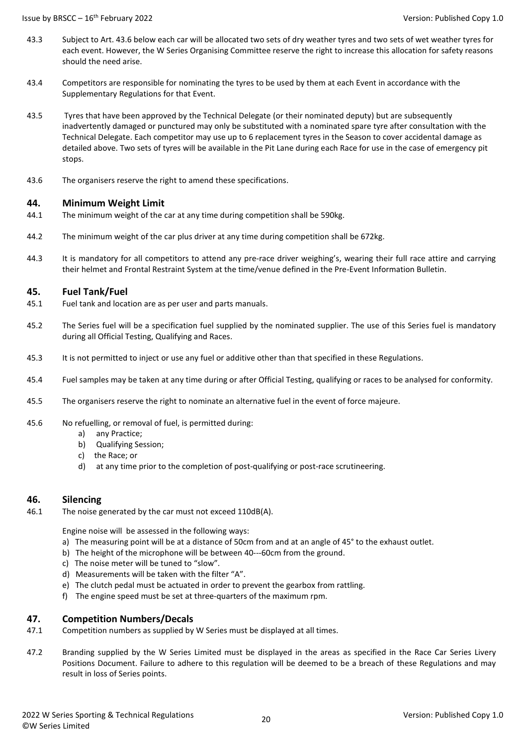43.3 Subject to Art. 43.6 below each car will be allocated two sets of dry weather tyres and two sets of wet weather tyres for each event. However, the W Series Organising Committee reserve the right to increase this allocation for safety reasons should the need arise.

43.4 Competitors are responsible for nominating the tyres to be used by them at each Event in accordance with the Supplementary Regulations for that Event.

43.5 Tyres that have been approved by the Technical Delegate (or their nominated deputy) but are subsequently inadvertently damaged or punctured may only be substituted with a nominated spare tyre after consultation with the Technical Delegate. Each competitor may use up to 6 replacement tyres in the Season to cover accidental damage as detailed above. Two sets of tyres will be available in the Pit Lane during each Race for use in the case of emergency pit stops.

43.6 The organisers reserve the right to amend these specifications.

## 44. Minimum Weight Limit

44.1 The minimum weight of the car at any time during competition shall be 590kg.

44.2 The minimum weight of the car plus driver at any time during competition shall be 672kg.

44.3 It is mandatory for all competitors to attend any pre-race driver weighing's, wearing their full race attire and carrying their helmet and Frontal Restraint System at the time/venue defined in the Pre-Event Information Bulletin.

## 45. Fuel Tank/Fuel

45.1 Fuel tank and location are as per user and parts manuals.

45.2 The Series fuel will be a specification fuel supplied by the nominated supplier. The use of this Series fuel is mandatory during all Official Testing, Qualifying and Races.

45.3 It is not permitted to inject or use any fuel or additive other than that specified in these Regulations.

45.4 Fuel samples may be taken at any time during or after Official Testing, qualifying or races to be analysed for conformity.

45.5 The organisers reserve the right to nominate an alternative fuel in the event of force majeure.

45.6 No refuelling, or removal of fuel, is permitted during:

a) any Practice;
b) Qualifying Session;
c) the Race; or
d) at any time prior to the completion of post-qualifying or post-race scrutineering.

## 46. Silencing

46.1 The noise generated by the car must not exceed 110dB(A).

Engine noise will be assessed in the following ways:

a) The measuring point will be at a distance of 50cm from and at an angle of 45° to the exhaust outlet.
b) The height of the microphone will be between 40---60cm from the ground.
c) The noise meter will be tuned to "slow".
d) Measurements will be taken with the filter "A".
e) The clutch pedal must be actuated in order to prevent the gearbox from rattling.
f) The engine speed must be set at three-quarters of the maximum rpm.

## 47. Competition Numbers/Decals

47.1 Competition numbers as supplied by W Series must be displayed at all times.

47.2 Branding supplied by the W Series Limited must be displayed in the areas as specified in the Race Car Series Livery Positions Document. Failure to adhere to this regulation will be deemed to be a breach of these Regulations and may result in loss of Series points.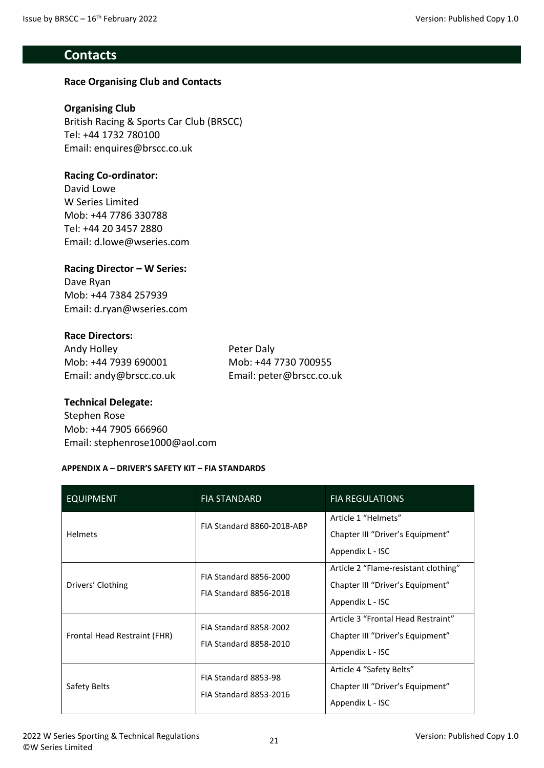## Contacts

**Race Organising Club and Contacts**

**Organising Club**
British Racing & Sports Car Club (BRSCC)
Tel: +44 1732 780100
Email: enquires@brscc.co.uk

**Racing Co-ordinator:**
David Lowe
W Series Limited
Mob: +44 7786 330788
Tel: +44 20 3457 2880
Email: d.lowe@wseries.com

**Racing Director – W Series:**
Dave Ryan
Mob: +44 7384 257939
Email: d.ryan@wseries.com

**Race Directors:**

Andy Holley
Mob: +44 7939 690001
Email: andy@brscc.co.uk

Peter Daly
Mob: +44 7730 700955
Email: peter@brscc.co.uk

**Technical Delegate:**
Stephen Rose
Mob: +44 7905 666960
Email: stephenrose1000@aol.com

**APPENDIX A – DRIVER'S SAFETY KIT – FIA STANDARDS**

| EQUIPMENT | FIA STANDARD | FIA REGULATIONS |
|---|---|---|
| Helmets | FIA Standard 8860-2018-ABP | Article 1 "Helmets"<br>Chapter III "Driver's Equipment"<br>Appendix L - ISC |
| Drivers' Clothing | FIA Standard 8856-2000<br>FIA Standard 8856-2018 | Article 2 "Flame-resistant clothing"<br>Chapter III "Driver's Equipment"<br>Appendix L - ISC |
| Frontal Head Restraint (FHR) | FIA Standard 8858-2002<br>FIA Standard 8858-2010 | Article 3 "Frontal Head Restraint"<br>Chapter III "Driver's Equipment"<br>Appendix L - ISC |
| Safety Belts | FIA Standard 8853-98<br>FIA Standard 8853-2016 | Article 4 "Safety Belts"<br>Chapter III "Driver's Equipment"<br>Appendix L - ISC |